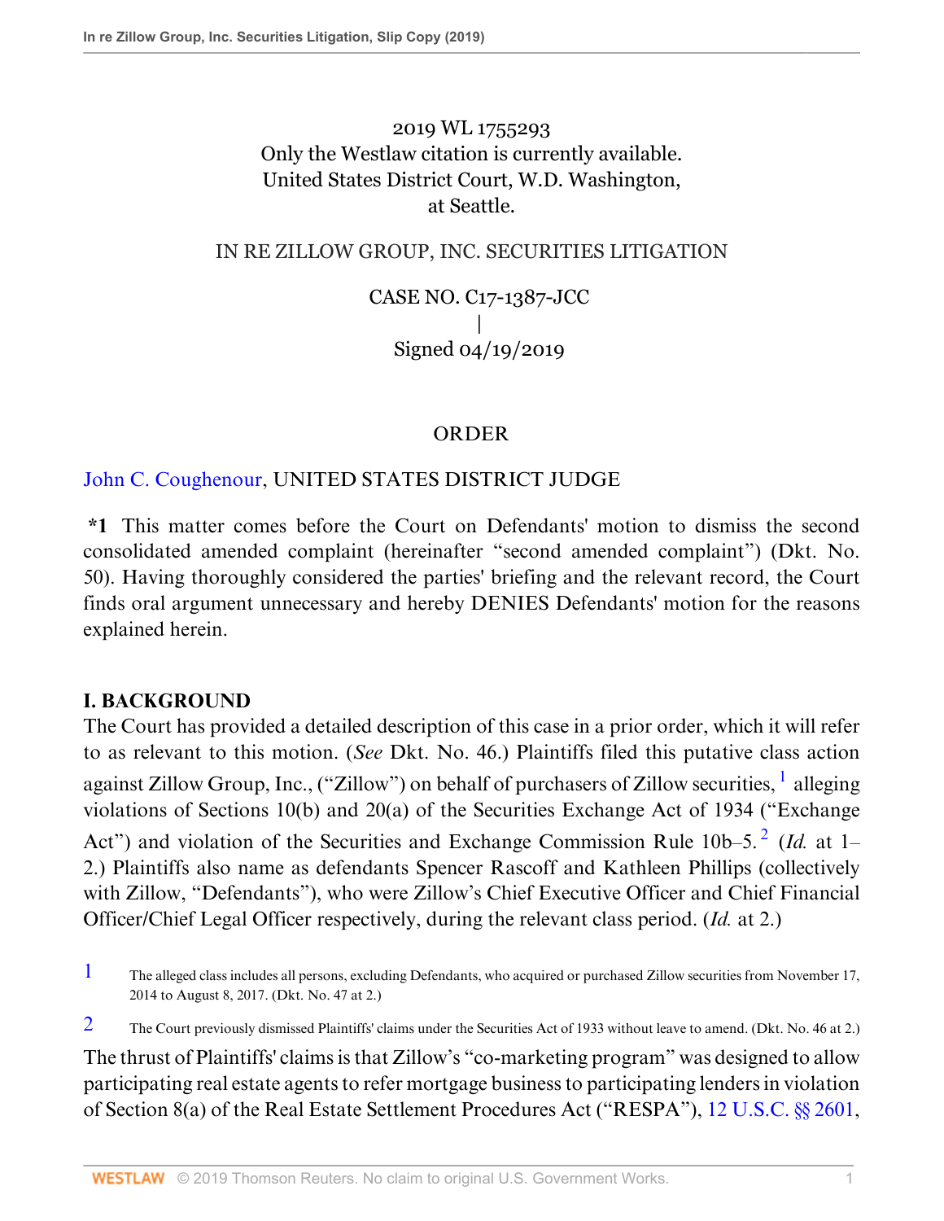2019 WL 1755293
Only the Westlaw citation is currently available.
United States District Court, W.D. Washington,
at Seattle.

IN RE ZILLOW GROUP, INC. SECURITIES LITIGATION

CASE NO. C17-1387-JCC
|
Signed 04/19/2019

ORDER

John C. Coughenour, UNITED STATES DISTRICT JUDGE

**\*1** This matter comes before the Court on Defendants' motion to dismiss the second consolidated amended complaint (hereinafter "second amended complaint") (Dkt. No. 50). Having thoroughly considered the parties' briefing and the relevant record, the Court finds oral argument unnecessary and hereby DENIES Defendants' motion for the reasons explained herein.

## I. BACKGROUND

The Court has provided a detailed description of this case in a prior order, which it will refer to as relevant to this motion. (*See* Dkt. No. 46.) Plaintiffs filed this putative class action against Zillow Group, Inc., ("Zillow") on behalf of purchasers of Zillow securities, [1] alleging violations of Sections 10(b) and 20(a) of the Securities Exchange Act of 1934 ("Exchange Act") and violation of the Securities and Exchange Commission Rule 10b–5. [2] (*Id.* at 1–2.) Plaintiffs also name as defendants Spencer Rascoff and Kathleen Phillips (collectively with Zillow, "Defendants"), who were Zillow's Chief Executive Officer and Chief Financial Officer/Chief Legal Officer respectively, during the relevant class period. (*Id.* at 2.)

[1] The alleged class includes all persons, excluding Defendants, who acquired or purchased Zillow securities from November 17, 2014 to August 8, 2017. (Dkt. No. 47 at 2.)

[2] The Court previously dismissed Plaintiffs' claims under the Securities Act of 1933 without leave to amend. (Dkt. No. 46 at 2.)

The thrust of Plaintiffs' claims is that Zillow's "co-marketing program" was designed to allow participating real estate agents to refer mortgage business to participating lenders in violation of Section 8(a) of the Real Estate Settlement Procedures Act ("RESPA"), 12 U.S.C. §§ 2601,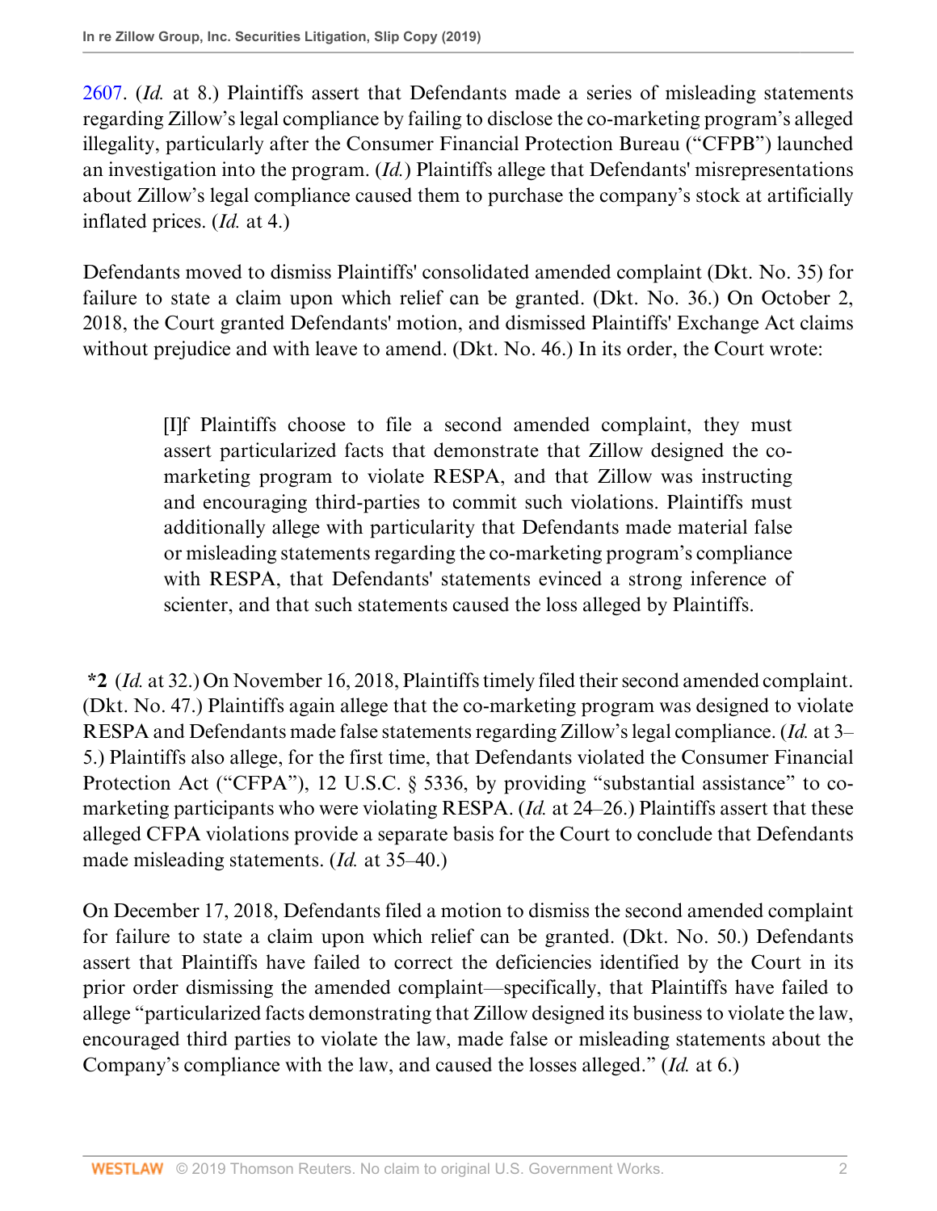2607. (*Id.* at 8.) Plaintiffs assert that Defendants made a series of misleading statements regarding Zillow's legal compliance by failing to disclose the co-marketing program's alleged illegality, particularly after the Consumer Financial Protection Bureau ("CFPB") launched an investigation into the program. (*Id.*) Plaintiffs allege that Defendants' misrepresentations about Zillow's legal compliance caused them to purchase the company's stock at artificially inflated prices. (*Id.* at 4.)

Defendants moved to dismiss Plaintiffs' consolidated amended complaint (Dkt. No. 35) for failure to state a claim upon which relief can be granted. (Dkt. No. 36.) On October 2, 2018, the Court granted Defendants' motion, and dismissed Plaintiffs' Exchange Act claims without prejudice and with leave to amend. (Dkt. No. 46.) In its order, the Court wrote:

> [I]f Plaintiffs choose to file a second amended complaint, they must assert particularized facts that demonstrate that Zillow designed the co-marketing program to violate RESPA, and that Zillow was instructing and encouraging third-parties to commit such violations. Plaintiffs must additionally allege with particularity that Defendants made material false or misleading statements regarding the co-marketing program's compliance with RESPA, that Defendants' statements evinced a strong inference of scienter, and that such statements caused the loss alleged by Plaintiffs.

**\*2** (*Id.* at 32.) On November 16, 2018, Plaintiffs timely filed their second amended complaint. (Dkt. No. 47.) Plaintiffs again allege that the co-marketing program was designed to violate RESPA and Defendants made false statements regarding Zillow's legal compliance. (*Id.* at 3–5.) Plaintiffs also allege, for the first time, that Defendants violated the Consumer Financial Protection Act ("CFPA"), 12 U.S.C. § 5336, by providing "substantial assistance" to co-marketing participants who were violating RESPA. (*Id.* at 24–26.) Plaintiffs assert that these alleged CFPA violations provide a separate basis for the Court to conclude that Defendants made misleading statements. (*Id.* at 35–40.)

On December 17, 2018, Defendants filed a motion to dismiss the second amended complaint for failure to state a claim upon which relief can be granted. (Dkt. No. 50.) Defendants assert that Plaintiffs have failed to correct the deficiencies identified by the Court in its prior order dismissing the amended complaint—specifically, that Plaintiffs have failed to allege "particularized facts demonstrating that Zillow designed its business to violate the law, encouraged third parties to violate the law, made false or misleading statements about the Company's compliance with the law, and caused the losses alleged." (*Id.* at 6.)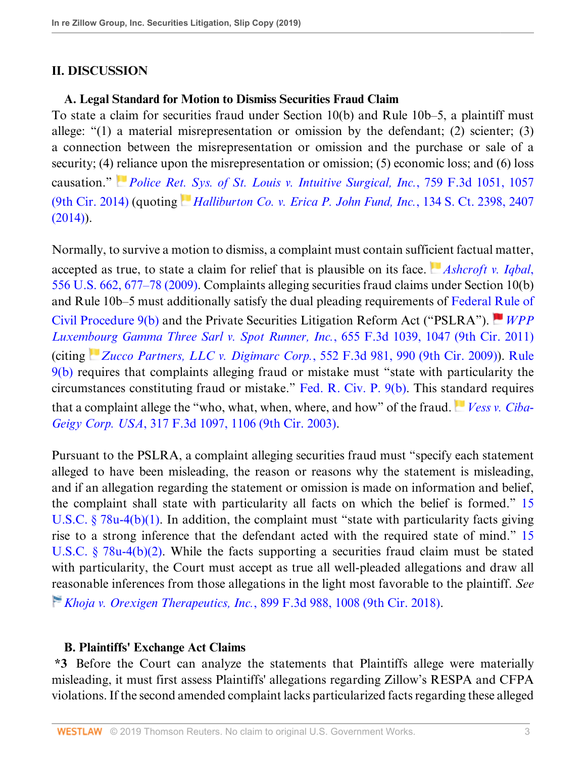## II. DISCUSSION

### A. Legal Standard for Motion to Dismiss Securities Fraud Claim

To state a claim for securities fraud under Section 10(b) and Rule 10b–5, a plaintiff must allege: "(1) a material misrepresentation or omission by the defendant; (2) scienter; (3) a connection between the misrepresentation or omission and the purchase or sale of a security; (4) reliance upon the misrepresentation or omission; (5) economic loss; and (6) loss causation." *Police Ret. Sys. of St. Louis v. Intuitive Surgical, Inc.*, 759 F.3d 1051, 1057 (9th Cir. 2014) (quoting *Halliburton Co. v. Erica P. John Fund, Inc.*, 134 S. Ct. 2398, 2407 (2014)).

Normally, to survive a motion to dismiss, a complaint must contain sufficient factual matter, accepted as true, to state a claim for relief that is plausible on its face. *Ashcroft v. Iqbal*, 556 U.S. 662, 677–78 (2009). Complaints alleging securities fraud claims under Section 10(b) and Rule 10b–5 must additionally satisfy the dual pleading requirements of Federal Rule of Civil Procedure 9(b) and the Private Securities Litigation Reform Act ("PSLRA"). *WPP Luxembourg Gamma Three Sarl v. Spot Runner, Inc.*, 655 F.3d 1039, 1047 (9th Cir. 2011) (citing *Zucco Partners, LLC v. Digimarc Corp.*, 552 F.3d 981, 990 (9th Cir. 2009)). Rule 9(b) requires that complaints alleging fraud or mistake must "state with particularity the circumstances constituting fraud or mistake." Fed. R. Civ. P. 9(b). This standard requires that a complaint allege the "who, what, when, where, and how" of the fraud. *Vess v. Ciba-Geigy Corp. USA*, 317 F.3d 1097, 1106 (9th Cir. 2003).

Pursuant to the PSLRA, a complaint alleging securities fraud must "specify each statement alleged to have been misleading, the reason or reasons why the statement is misleading, and if an allegation regarding the statement or omission is made on information and belief, the complaint shall state with particularity all facts on which the belief is formed." 15 U.S.C. § 78u-4(b)(1). In addition, the complaint must "state with particularity facts giving rise to a strong inference that the defendant acted with the required state of mind." 15 U.S.C. § 78u-4(b)(2). While the facts supporting a securities fraud claim must be stated with particularity, the Court must accept as true all well-pleaded allegations and draw all reasonable inferences from those allegations in the light most favorable to the plaintiff. *See* *Khoja v. Orexigen Therapeutics, Inc.*, 899 F.3d 988, 1008 (9th Cir. 2018).

### B. Plaintiffs' Exchange Act Claims

**\*3** Before the Court can analyze the statements that Plaintiffs allege were materially misleading, it must first assess Plaintiffs' allegations regarding Zillow's RESPA and CFPA violations. If the second amended complaint lacks particularized facts regarding these alleged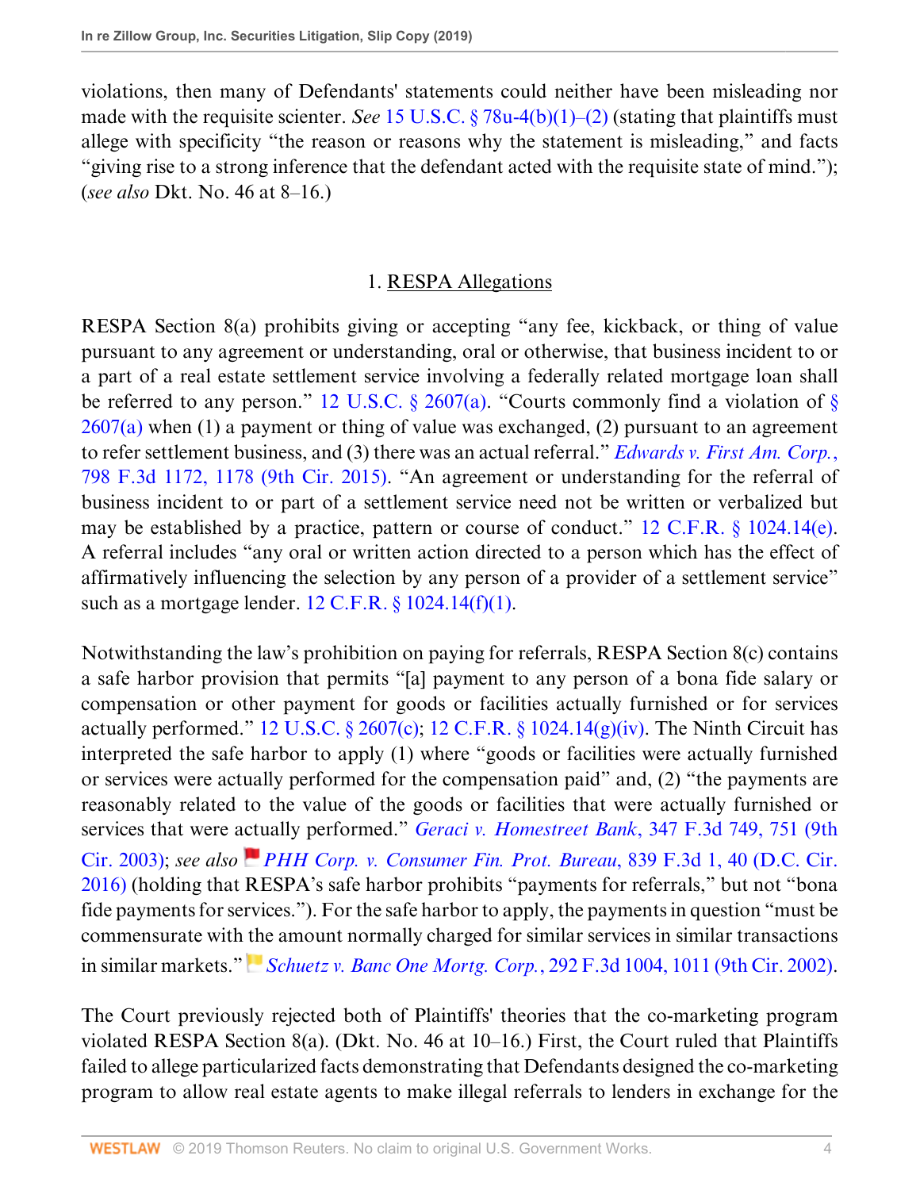violations, then many of Defendants' statements could neither have been misleading nor made with the requisite scienter. *See* 15 U.S.C. § 78u-4(b)(1)–(2) (stating that plaintiffs must allege with specificity "the reason or reasons why the statement is misleading," and facts "giving rise to a strong inference that the defendant acted with the requisite state of mind."); (*see also* Dkt. No. 46 at 8–16.)

## 1. RESPA Allegations

RESPA Section 8(a) prohibits giving or accepting "any fee, kickback, or thing of value pursuant to any agreement or understanding, oral or otherwise, that business incident to or a part of a real estate settlement service involving a federally related mortgage loan shall be referred to any person." 12 U.S.C. § 2607(a). "Courts commonly find a violation of § 2607(a) when (1) a payment or thing of value was exchanged, (2) pursuant to an agreement to refer settlement business, and (3) there was an actual referral." *Edwards v. First Am. Corp.*, 798 F.3d 1172, 1178 (9th Cir. 2015). "An agreement or understanding for the referral of business incident to or part of a settlement service need not be written or verbalized but may be established by a practice, pattern or course of conduct." 12 C.F.R. § 1024.14(e). A referral includes "any oral or written action directed to a person which has the effect of affirmatively influencing the selection by any person of a provider of a settlement service" such as a mortgage lender. 12 C.F.R. § 1024.14(f)(1).

Notwithstanding the law's prohibition on paying for referrals, RESPA Section 8(c) contains a safe harbor provision that permits "[a] payment to any person of a bona fide salary or compensation or other payment for goods or facilities actually furnished or for services actually performed." 12 U.S.C. § 2607(c); 12 C.F.R. § 1024.14(g)(iv). The Ninth Circuit has interpreted the safe harbor to apply (1) where "goods or facilities were actually furnished or services were actually performed for the compensation paid" and, (2) "the payments are reasonably related to the value of the goods or facilities that were actually furnished or services that were actually performed." *Geraci v. Homestreet Bank*, 347 F.3d 749, 751 (9th Cir. 2003); *see also* *PHH Corp. v. Consumer Fin. Prot. Bureau*, 839 F.3d 1, 40 (D.C. Cir. 2016) (holding that RESPA's safe harbor prohibits "payments for referrals," but not "bona fide payments for services."). For the safe harbor to apply, the payments in question "must be commensurate with the amount normally charged for similar services in similar transactions in similar markets." *Schuetz v. Banc One Mortg. Corp.*, 292 F.3d 1004, 1011 (9th Cir. 2002).

The Court previously rejected both of Plaintiffs' theories that the co-marketing program violated RESPA Section 8(a). (Dkt. No. 46 at 10–16.) First, the Court ruled that Plaintiffs failed to allege particularized facts demonstrating that Defendants designed the co-marketing program to allow real estate agents to make illegal referrals to lenders in exchange for the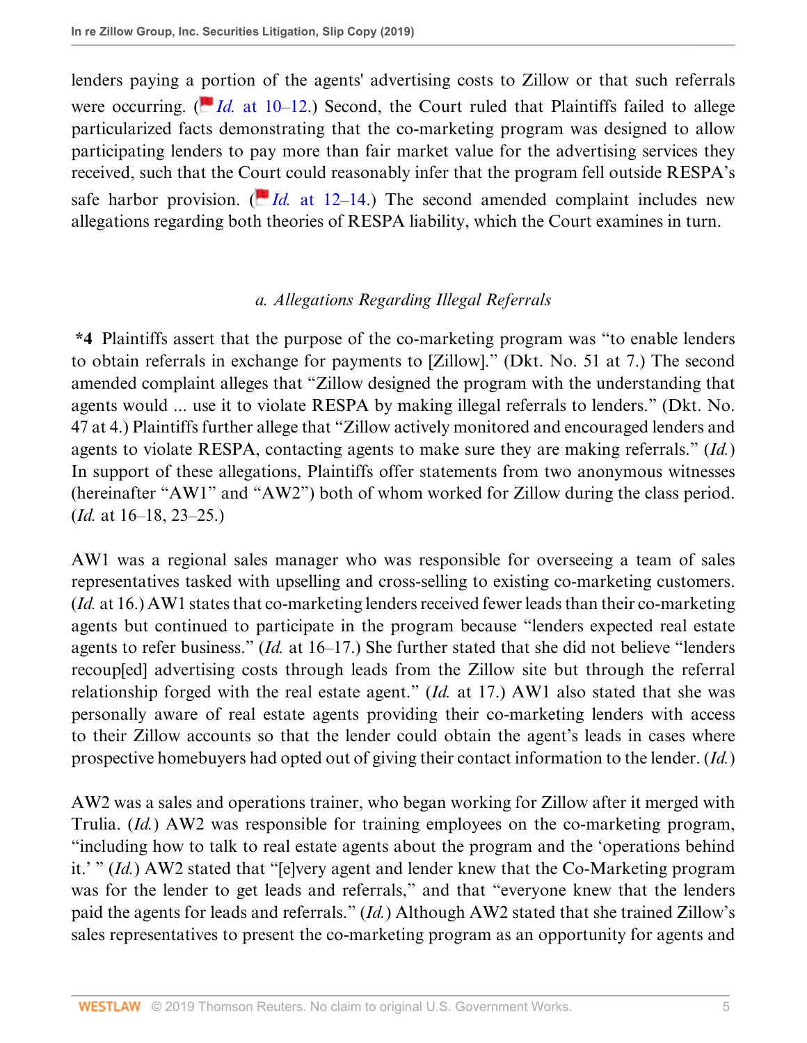lenders paying a portion of the agents' advertising costs to Zillow or that such referrals were occurring. (*Id.* at 10–12.) Second, the Court ruled that Plaintiffs failed to allege particularized facts demonstrating that the co-marketing program was designed to allow participating lenders to pay more than fair market value for the advertising services they received, such that the Court could reasonably infer that the program fell outside RESPA's safe harbor provision. (*Id.* at 12–14.) The second amended complaint includes new allegations regarding both theories of RESPA liability, which the Court examines in turn.

### *a. Allegations Regarding Illegal Referrals*

**\*4** Plaintiffs assert that the purpose of the co-marketing program was "to enable lenders to obtain referrals in exchange for payments to [Zillow]." (Dkt. No. 51 at 7.) The second amended complaint alleges that "Zillow designed the program with the understanding that agents would ... use it to violate RESPA by making illegal referrals to lenders." (Dkt. No. 47 at 4.) Plaintiffs further allege that "Zillow actively monitored and encouraged lenders and agents to violate RESPA, contacting agents to make sure they are making referrals." (*Id.*) In support of these allegations, Plaintiffs offer statements from two anonymous witnesses (hereinafter "AW1" and "AW2") both of whom worked for Zillow during the class period. (*Id.* at 16–18, 23–25.)

AW1 was a regional sales manager who was responsible for overseeing a team of sales representatives tasked with upselling and cross-selling to existing co-marketing customers. (*Id.* at 16.) AW1 states that co-marketing lenders received fewer leads than their co-marketing agents but continued to participate in the program because "lenders expected real estate agents to refer business." (*Id.* at 16–17.) She further stated that she did not believe "lenders recoup[ed] advertising costs through leads from the Zillow site but through the referral relationship forged with the real estate agent." (*Id.* at 17.) AW1 also stated that she was personally aware of real estate agents providing their co-marketing lenders with access to their Zillow accounts so that the lender could obtain the agent's leads in cases where prospective homebuyers had opted out of giving their contact information to the lender. (*Id.*)

AW2 was a sales and operations trainer, who began working for Zillow after it merged with Trulia. (*Id.*) AW2 was responsible for training employees on the co-marketing program, "including how to talk to real estate agents about the program and the 'operations behind it.' " (*Id.*) AW2 stated that "[e]very agent and lender knew that the Co-Marketing program was for the lender to get leads and referrals," and that "everyone knew that the lenders paid the agents for leads and referrals." (*Id.*) Although AW2 stated that she trained Zillow's sales representatives to present the co-marketing program as an opportunity for agents and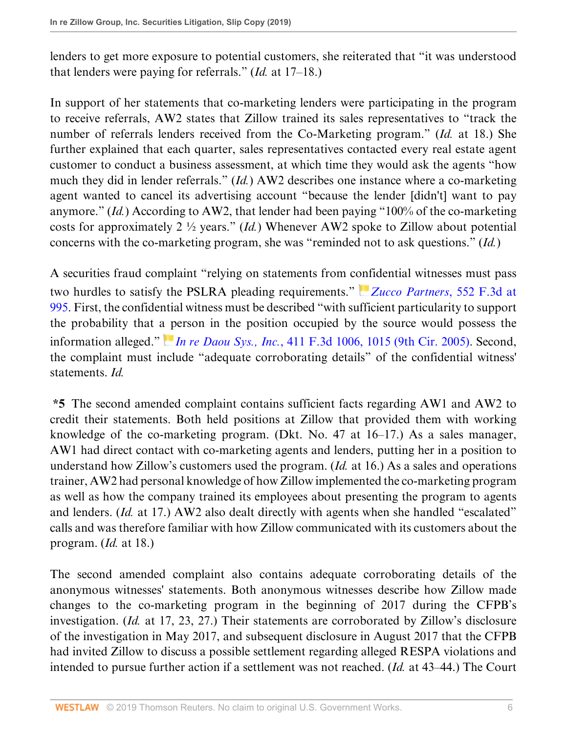lenders to get more exposure to potential customers, she reiterated that "it was understood that lenders were paying for referrals." (*Id.* at 17–18.)

In support of her statements that co-marketing lenders were participating in the program to receive referrals, AW2 states that Zillow trained its sales representatives to "track the number of referrals lenders received from the Co-Marketing program." (*Id.* at 18.) She further explained that each quarter, sales representatives contacted every real estate agent customer to conduct a business assessment, at which time they would ask the agents "how much they did in lender referrals." (*Id.*) AW2 describes one instance where a co-marketing agent wanted to cancel its advertising account "because the lender [didn't] want to pay anymore." (*Id.*) According to AW2, that lender had been paying "100% of the co-marketing costs for approximately 2 ½ years." (*Id.*) Whenever AW2 spoke to Zillow about potential concerns with the co-marketing program, she was "reminded not to ask questions." (*Id.*)

A securities fraud complaint "relying on statements from confidential witnesses must pass two hurdles to satisfy the PSLRA pleading requirements." *Zucco Partners*, 552 F.3d at 995. First, the confidential witness must be described "with sufficient particularity to support the probability that a person in the position occupied by the source would possess the information alleged." *In re Daou Sys., Inc.*, 411 F.3d 1006, 1015 (9th Cir. 2005). Second, the complaint must include "adequate corroborating details" of the confidential witness' statements. *Id.*

**\*5** The second amended complaint contains sufficient facts regarding AW1 and AW2 to credit their statements. Both held positions at Zillow that provided them with working knowledge of the co-marketing program. (Dkt. No. 47 at 16–17.) As a sales manager, AW1 had direct contact with co-marketing agents and lenders, putting her in a position to understand how Zillow's customers used the program. (*Id.* at 16.) As a sales and operations trainer, AW2 had personal knowledge of how Zillow implemented the co-marketing program as well as how the company trained its employees about presenting the program to agents and lenders. (*Id.* at 17.) AW2 also dealt directly with agents when she handled "escalated" calls and was therefore familiar with how Zillow communicated with its customers about the program. (*Id.* at 18.)

The second amended complaint also contains adequate corroborating details of the anonymous witnesses' statements. Both anonymous witnesses describe how Zillow made changes to the co-marketing program in the beginning of 2017 during the CFPB's investigation. (*Id.* at 17, 23, 27.) Their statements are corroborated by Zillow's disclosure of the investigation in May 2017, and subsequent disclosure in August 2017 that the CFPB had invited Zillow to discuss a possible settlement regarding alleged RESPA violations and intended to pursue further action if a settlement was not reached. (*Id.* at 43–44.) The Court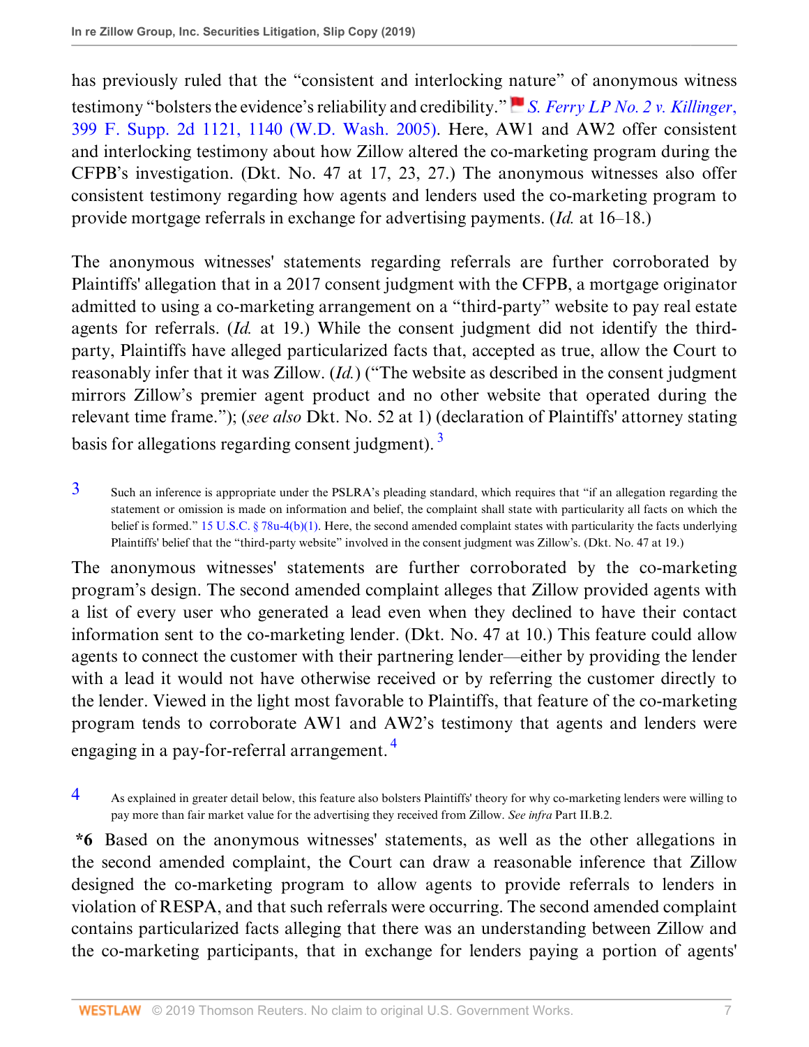has previously ruled that the "consistent and interlocking nature" of anonymous witness testimony "bolsters the evidence's reliability and credibility." *S. Ferry LP No. 2 v. Killinger*, 399 F. Supp. 2d 1121, 1140 (W.D. Wash. 2005). Here, AW1 and AW2 offer consistent and interlocking testimony about how Zillow altered the co-marketing program during the CFPB's investigation. (Dkt. No. 47 at 17, 23, 27.) The anonymous witnesses also offer consistent testimony regarding how agents and lenders used the co-marketing program to provide mortgage referrals in exchange for advertising payments. (*Id.* at 16–18.)

The anonymous witnesses' statements regarding referrals are further corroborated by Plaintiffs' allegation that in a 2017 consent judgment with the CFPB, a mortgage originator admitted to using a co-marketing arrangement on a "third-party" website to pay real estate agents for referrals. (*Id.* at 19.) While the consent judgment did not identify the third-party, Plaintiffs have alleged particularized facts that, accepted as true, allow the Court to reasonably infer that it was Zillow. (*Id.*) ("The website as described in the consent judgment mirrors Zillow's premier agent product and no other website that operated during the relevant time frame."); (*see also* Dkt. No. 52 at 1) (declaration of Plaintiffs' attorney stating basis for allegations regarding consent judgment). [3]

[3] Such an inference is appropriate under the PSLRA's pleading standard, which requires that "if an allegation regarding the statement or omission is made on information and belief, the complaint shall state with particularity all facts on which the belief is formed." 15 U.S.C. § 78u-4(b)(1). Here, the second amended complaint states with particularity the facts underlying Plaintiffs' belief that the "third-party website" involved in the consent judgment was Zillow's. (Dkt. No. 47 at 19.)

The anonymous witnesses' statements are further corroborated by the co-marketing program's design. The second amended complaint alleges that Zillow provided agents with a list of every user who generated a lead even when they declined to have their contact information sent to the co-marketing lender. (Dkt. No. 47 at 10.) This feature could allow agents to connect the customer with their partnering lender—either by providing the lender with a lead it would not have otherwise received or by referring the customer directly to the lender. Viewed in the light most favorable to Plaintiffs, that feature of the co-marketing program tends to corroborate AW1 and AW2's testimony that agents and lenders were engaging in a pay-for-referral arrangement. [4]

[4] As explained in greater detail below, this feature also bolsters Plaintiffs' theory for why co-marketing lenders were willing to pay more than fair market value for the advertising they received from Zillow. *See infra* Part II.B.2.

**\*6** Based on the anonymous witnesses' statements, as well as the other allegations in the second amended complaint, the Court can draw a reasonable inference that Zillow designed the co-marketing program to allow agents to provide referrals to lenders in violation of RESPA, and that such referrals were occurring. The second amended complaint contains particularized facts alleging that there was an understanding between Zillow and the co-marketing participants, that in exchange for lenders paying a portion of agents'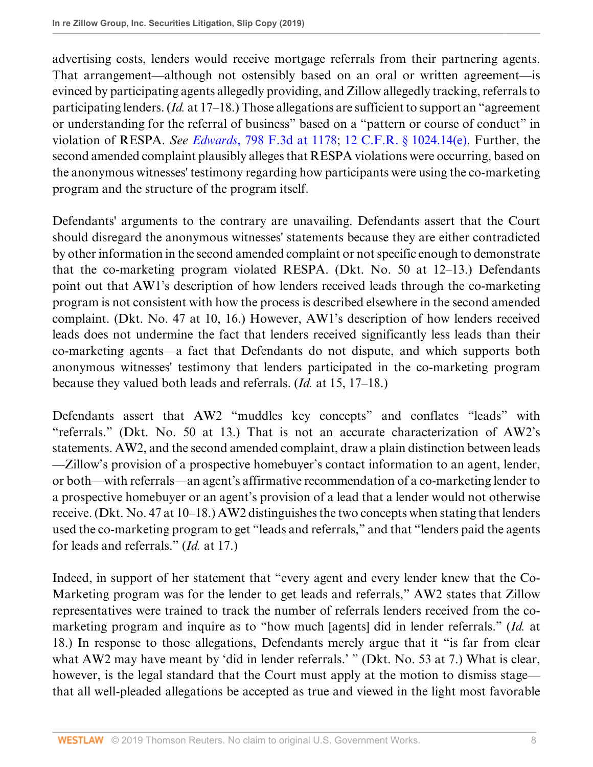advertising costs, lenders would receive mortgage referrals from their partnering agents. That arrangement—although not ostensibly based on an oral or written agreement—is evinced by participating agents allegedly providing, and Zillow allegedly tracking, referrals to participating lenders. (*Id.* at 17–18.) Those allegations are sufficient to support an "agreement or understanding for the referral of business" based on a "pattern or course of conduct" in violation of RESPA. *See Edwards*, 798 F.3d at 1178; 12 C.F.R. § 1024.14(e). Further, the second amended complaint plausibly alleges that RESPA violations were occurring, based on the anonymous witnesses' testimony regarding how participants were using the co-marketing program and the structure of the program itself.

Defendants' arguments to the contrary are unavailing. Defendants assert that the Court should disregard the anonymous witnesses' statements because they are either contradicted by other information in the second amended complaint or not specific enough to demonstrate that the co-marketing program violated RESPA. (Dkt. No. 50 at 12–13.) Defendants point out that AW1's description of how lenders received leads through the co-marketing program is not consistent with how the process is described elsewhere in the second amended complaint. (Dkt. No. 47 at 10, 16.) However, AW1's description of how lenders received leads does not undermine the fact that lenders received significantly less leads than their co-marketing agents—a fact that Defendants do not dispute, and which supports both anonymous witnesses' testimony that lenders participated in the co-marketing program because they valued both leads and referrals. (*Id.* at 15, 17–18.)

Defendants assert that AW2 "muddles key concepts" and conflates "leads" with "referrals." (Dkt. No. 50 at 13.) That is not an accurate characterization of AW2's statements. AW2, and the second amended complaint, draw a plain distinction between leads—Zillow's provision of a prospective homebuyer's contact information to an agent, lender, or both—with referrals—an agent's affirmative recommendation of a co-marketing lender to a prospective homebuyer or an agent's provision of a lead that a lender would not otherwise receive. (Dkt. No. 47 at 10–18.) AW2 distinguishes the two concepts when stating that lenders used the co-marketing program to get "leads and referrals," and that "lenders paid the agents for leads and referrals." (*Id.* at 17.)

Indeed, in support of her statement that "every agent and every lender knew that the Co-Marketing program was for the lender to get leads and referrals," AW2 states that Zillow representatives were trained to track the number of referrals lenders received from the co-marketing program and inquire as to "how much [agents] did in lender referrals." (*Id.* at 18.) In response to those allegations, Defendants merely argue that it "is far from clear what AW2 may have meant by 'did in lender referrals.' " (Dkt. No. 53 at 7.) What is clear, however, is the legal standard that the Court must apply at the motion to dismiss stage—that all well-pleaded allegations be accepted as true and viewed in the light most favorable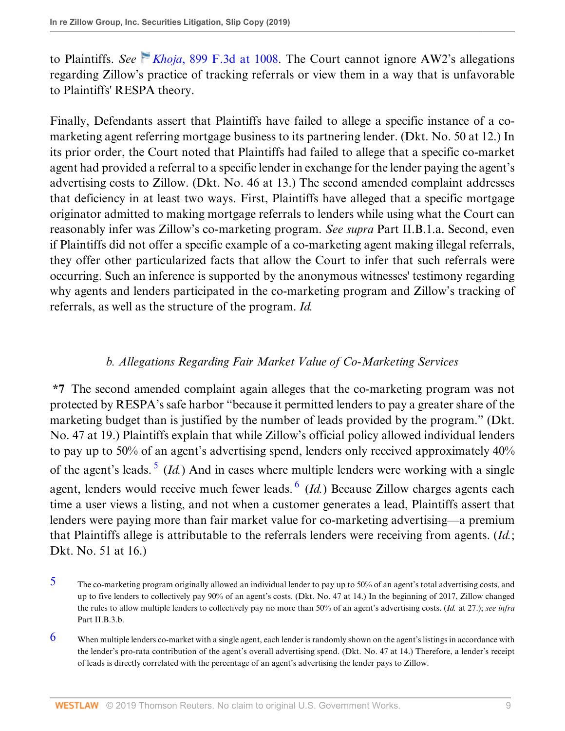to Plaintiffs. *See* *Khoja*, 899 F.3d at 1008. The Court cannot ignore AW2's allegations regarding Zillow's practice of tracking referrals or view them in a way that is unfavorable to Plaintiffs' RESPA theory.

Finally, Defendants assert that Plaintiffs have failed to allege a specific instance of a co-marketing agent referring mortgage business to its partnering lender. (Dkt. No. 50 at 12.) In its prior order, the Court noted that Plaintiffs had failed to allege that a specific co-market agent had provided a referral to a specific lender in exchange for the lender paying the agent's advertising costs to Zillow. (Dkt. No. 46 at 13.) The second amended complaint addresses that deficiency in at least two ways. First, Plaintiffs have alleged that a specific mortgage originator admitted to making mortgage referrals to lenders while using what the Court can reasonably infer was Zillow's co-marketing program. *See supra* Part II.B.1.a. Second, even if Plaintiffs did not offer a specific example of a co-marketing agent making illegal referrals, they offer other particularized facts that allow the Court to infer that such referrals were occurring. Such an inference is supported by the anonymous witnesses' testimony regarding why agents and lenders participated in the co-marketing program and Zillow's tracking of referrals, as well as the structure of the program. *Id.*

### *b. Allegations Regarding Fair Market Value of Co-Marketing Services*

**\*7** The second amended complaint again alleges that the co-marketing program was not protected by RESPA's safe harbor "because it permitted lenders to pay a greater share of the marketing budget than is justified by the number of leads provided by the program." (Dkt. No. 47 at 19.) Plaintiffs explain that while Zillow's official policy allowed individual lenders to pay up to 50% of an agent's advertising spend, lenders only received approximately 40% of the agent's leads.[5] (*Id.*) And in cases where multiple lenders were working with a single agent, lenders would receive much fewer leads.[6] (*Id.*) Because Zillow charges agents each time a user views a listing, and not when a customer generates a lead, Plaintiffs assert that lenders were paying more than fair market value for co-marketing advertising—a premium that Plaintiffs allege is attributable to the referrals lenders were receiving from agents. (*Id.*; Dkt. No. 51 at 16.)

[5] The co-marketing program originally allowed an individual lender to pay up to 50% of an agent's total advertising costs, and up to five lenders to collectively pay 90% of an agent's costs. (Dkt. No. 47 at 14.) In the beginning of 2017, Zillow changed the rules to allow multiple lenders to collectively pay no more than 50% of an agent's advertising costs. (*Id.* at 27.); *see infra* Part II.B.3.b.

[6] When multiple lenders co-market with a single agent, each lender is randomly shown on the agent's listings in accordance with the lender's pro-rata contribution of the agent's overall advertising spend. (Dkt. No. 47 at 14.) Therefore, a lender's receipt of leads is directly correlated with the percentage of an agent's advertising the lender pays to Zillow.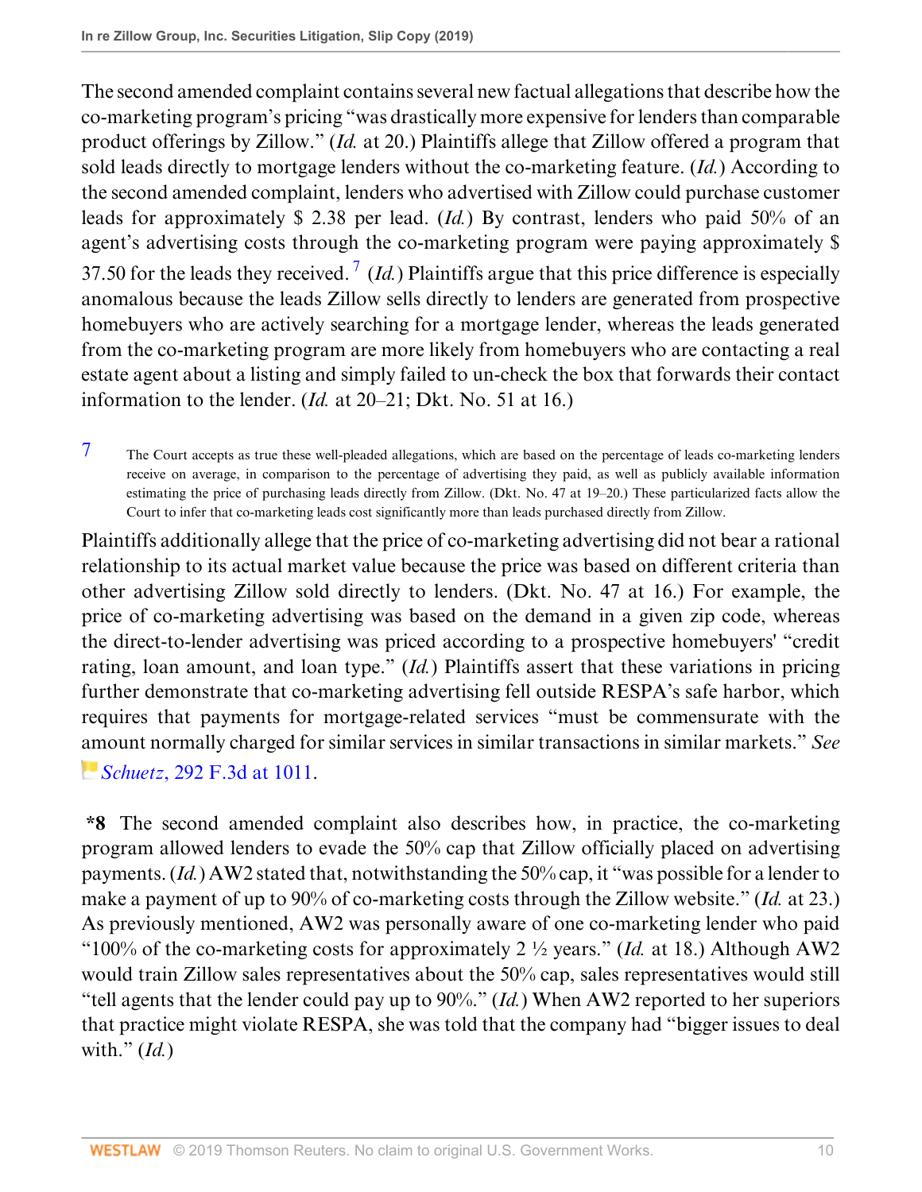The second amended complaint contains several new factual allegations that describe how the co-marketing program's pricing "was drastically more expensive for lenders than comparable product offerings by Zillow." (*Id.* at 20.) Plaintiffs allege that Zillow offered a program that sold leads directly to mortgage lenders without the co-marketing feature. (*Id.*) According to the second amended complaint, lenders who advertised with Zillow could purchase customer leads for approximately $ 2.38 per lead. (*Id.*) By contrast, lenders who paid 50% of an agent's advertising costs through the co-marketing program were paying approximately $ 37.50 for the leads they received.[7] (*Id.*) Plaintiffs argue that this price difference is especially anomalous because the leads Zillow sells directly to lenders are generated from prospective homebuyers who are actively searching for a mortgage lender, whereas the leads generated from the co-marketing program are more likely from homebuyers who are contacting a real estate agent about a listing and simply failed to un-check the box that forwards their contact information to the lender. (*Id.* at 20–21; Dkt. No. 51 at 16.)

[7] The Court accepts as true these well-pleaded allegations, which are based on the percentage of leads co-marketing lenders receive on average, in comparison to the percentage of advertising they paid, as well as publicly available information estimating the price of purchasing leads directly from Zillow. (Dkt. No. 47 at 19–20.) These particularized facts allow the Court to infer that co-marketing leads cost significantly more than leads purchased directly from Zillow.

Plaintiffs additionally allege that the price of co-marketing advertising did not bear a rational relationship to its actual market value because the price was based on different criteria than other advertising Zillow sold directly to lenders. (Dkt. No. 47 at 16.) For example, the price of co-marketing advertising was based on the demand in a given zip code, whereas the direct-to-lender advertising was priced according to a prospective homebuyers' "credit rating, loan amount, and loan type." (*Id.*) Plaintiffs assert that these variations in pricing further demonstrate that co-marketing advertising fell outside RESPA's safe harbor, which requires that payments for mortgage-related services "must be commensurate with the amount normally charged for similar services in similar transactions in similar markets." *See* *Schuetz*, 292 F.3d at 1011.

**\*8** The second amended complaint also describes how, in practice, the co-marketing program allowed lenders to evade the 50% cap that Zillow officially placed on advertising payments. (*Id.*) AW2 stated that, notwithstanding the 50% cap, it "was possible for a lender to make a payment of up to 90% of co-marketing costs through the Zillow website." (*Id.* at 23.) As previously mentioned, AW2 was personally aware of one co-marketing lender who paid "100% of the co-marketing costs for approximately 2 ½ years." (*Id.* at 18.) Although AW2 would train Zillow sales representatives about the 50% cap, sales representatives would still "tell agents that the lender could pay up to 90%." (*Id.*) When AW2 reported to her superiors that practice might violate RESPA, she was told that the company had "bigger issues to deal with." (*Id.*)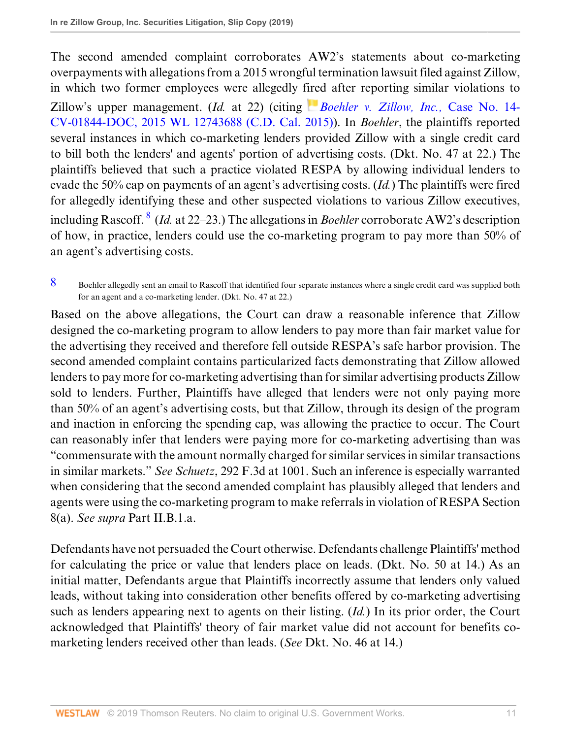The second amended complaint corroborates AW2's statements about co-marketing overpayments with allegations from a 2015 wrongful termination lawsuit filed against Zillow, in which two former employees were allegedly fired after reporting similar violations to Zillow's upper management. (*Id.* at 22) (citing *Boehler v. Zillow, Inc.,* Case No. 14-CV-01844-DOC, 2015 WL 12743688 (C.D. Cal. 2015)). In *Boehler*, the plaintiffs reported several instances in which co-marketing lenders provided Zillow with a single credit card to bill both the lenders' and agents' portion of advertising costs. (Dkt. No. 47 at 22.) The plaintiffs believed that such a practice violated RESPA by allowing individual lenders to evade the 50% cap on payments of an agent's advertising costs. (*Id.*) The plaintiffs were fired for allegedly identifying these and other suspected violations to various Zillow executives, including Rascoff.[8] (*Id.* at 22–23.) The allegations in *Boehler* corroborate AW2's description of how, in practice, lenders could use the co-marketing program to pay more than 50% of an agent's advertising costs.

[8] Boehler allegedly sent an email to Rascoff that identified four separate instances where a single credit card was supplied both for an agent and a co-marketing lender. (Dkt. No. 47 at 22.)

Based on the above allegations, the Court can draw a reasonable inference that Zillow designed the co-marketing program to allow lenders to pay more than fair market value for the advertising they received and therefore fell outside RESPA's safe harbor provision. The second amended complaint contains particularized facts demonstrating that Zillow allowed lenders to pay more for co-marketing advertising than for similar advertising products Zillow sold to lenders. Further, Plaintiffs have alleged that lenders were not only paying more than 50% of an agent's advertising costs, but that Zillow, through its design of the program and inaction in enforcing the spending cap, was allowing the practice to occur. The Court can reasonably infer that lenders were paying more for co-marketing advertising than was "commensurate with the amount normally charged for similar services in similar transactions in similar markets." *See Schuetz*, 292 F.3d at 1001. Such an inference is especially warranted when considering that the second amended complaint has plausibly alleged that lenders and agents were using the co-marketing program to make referrals in violation of RESPA Section 8(a). *See supra* Part II.B.1.a.

Defendants have not persuaded the Court otherwise. Defendants challenge Plaintiffs' method for calculating the price or value that lenders place on leads. (Dkt. No. 50 at 14.) As an initial matter, Defendants argue that Plaintiffs incorrectly assume that lenders only valued leads, without taking into consideration other benefits offered by co-marketing advertising such as lenders appearing next to agents on their listing. (*Id.*) In its prior order, the Court acknowledged that Plaintiffs' theory of fair market value did not account for benefits co-marketing lenders received other than leads. (*See* Dkt. No. 46 at 14.)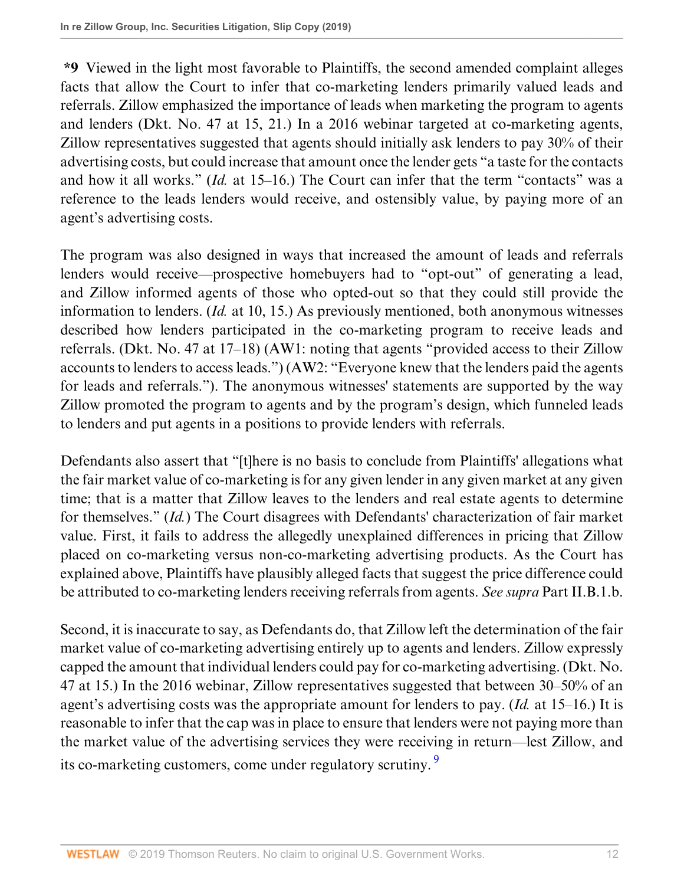**\*9** Viewed in the light most favorable to Plaintiffs, the second amended complaint alleges facts that allow the Court to infer that co-marketing lenders primarily valued leads and referrals. Zillow emphasized the importance of leads when marketing the program to agents and lenders (Dkt. No. 47 at 15, 21.) In a 2016 webinar targeted at co-marketing agents, Zillow representatives suggested that agents should initially ask lenders to pay 30% of their advertising costs, but could increase that amount once the lender gets "a taste for the contacts and how it all works." (*Id.* at 15–16.) The Court can infer that the term "contacts" was a reference to the leads lenders would receive, and ostensibly value, by paying more of an agent's advertising costs.

The program was also designed in ways that increased the amount of leads and referrals lenders would receive—prospective homebuyers had to "opt-out" of generating a lead, and Zillow informed agents of those who opted-out so that they could still provide the information to lenders. (*Id.* at 10, 15.) As previously mentioned, both anonymous witnesses described how lenders participated in the co-marketing program to receive leads and referrals. (Dkt. No. 47 at 17–18) (AW1: noting that agents "provided access to their Zillow accounts to lenders to access leads.") (AW2: "Everyone knew that the lenders paid the agents for leads and referrals."). The anonymous witnesses' statements are supported by the way Zillow promoted the program to agents and by the program's design, which funneled leads to lenders and put agents in a positions to provide lenders with referrals.

Defendants also assert that "[t]here is no basis to conclude from Plaintiffs' allegations what the fair market value of co-marketing is for any given lender in any given market at any given time; that is a matter that Zillow leaves to the lenders and real estate agents to determine for themselves." (*Id.*) The Court disagrees with Defendants' characterization of fair market value. First, it fails to address the allegedly unexplained differences in pricing that Zillow placed on co-marketing versus non-co-marketing advertising products. As the Court has explained above, Plaintiffs have plausibly alleged facts that suggest the price difference could be attributed to co-marketing lenders receiving referrals from agents. *See supra* Part II.B.1.b.

Second, it is inaccurate to say, as Defendants do, that Zillow left the determination of the fair market value of co-marketing advertising entirely up to agents and lenders. Zillow expressly capped the amount that individual lenders could pay for co-marketing advertising. (Dkt. No. 47 at 15.) In the 2016 webinar, Zillow representatives suggested that between 30–50% of an agent's advertising costs was the appropriate amount for lenders to pay. (*Id.* at 15–16.) It is reasonable to infer that the cap was in place to ensure that lenders were not paying more than the market value of the advertising services they were receiving in return—lest Zillow, and its co-marketing customers, come under regulatory scrutiny.[9]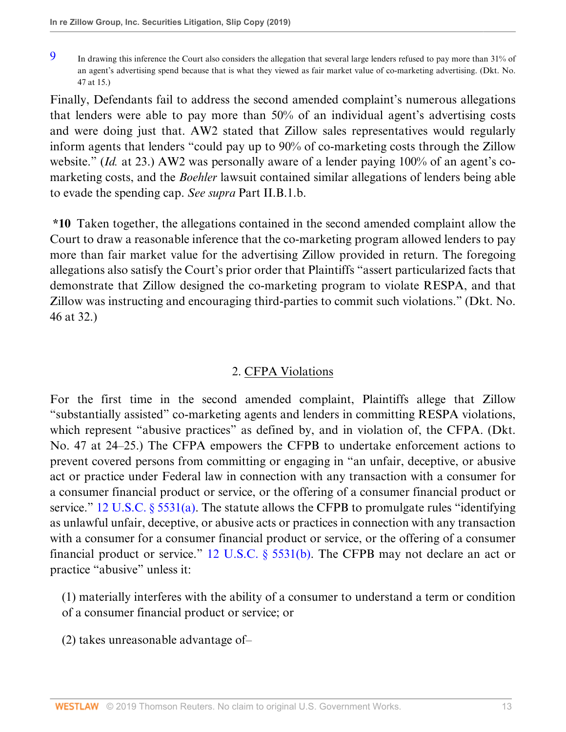9 In drawing this inference the Court also considers the allegation that several large lenders refused to pay more than 31% of an agent's advertising spend because that is what they viewed as fair market value of co-marketing advertising. (Dkt. No. 47 at 15.)

Finally, Defendants fail to address the second amended complaint's numerous allegations that lenders were able to pay more than 50% of an individual agent's advertising costs and were doing just that. AW2 stated that Zillow sales representatives would regularly inform agents that lenders "could pay up to 90% of co-marketing costs through the Zillow website." (*Id.* at 23.) AW2 was personally aware of a lender paying 100% of an agent's co-marketing costs, and the *Boehler* lawsuit contained similar allegations of lenders being able to evade the spending cap. *See supra* Part II.B.1.b.

**\*10** Taken together, the allegations contained in the second amended complaint allow the Court to draw a reasonable inference that the co-marketing program allowed lenders to pay more than fair market value for the advertising Zillow provided in return. The foregoing allegations also satisfy the Court's prior order that Plaintiffs "assert particularized facts that demonstrate that Zillow designed the co-marketing program to violate RESPA, and that Zillow was instructing and encouraging third-parties to commit such violations." (Dkt. No. 46 at 32.)

## 2. CFPA Violations

For the first time in the second amended complaint, Plaintiffs allege that Zillow "substantially assisted" co-marketing agents and lenders in committing RESPA violations, which represent "abusive practices" as defined by, and in violation of, the CFPA. (Dkt. No. 47 at 24–25.) The CFPA empowers the CFPB to undertake enforcement actions to prevent covered persons from committing or engaging in "an unfair, deceptive, or abusive act or practice under Federal law in connection with any transaction with a consumer for a consumer financial product or service, or the offering of a consumer financial product or service." 12 U.S.C. § 5531(a). The statute allows the CFPB to promulgate rules "identifying as unlawful unfair, deceptive, or abusive acts or practices in connection with any transaction with a consumer for a consumer financial product or service, or the offering of a consumer financial product or service." 12 U.S.C. § 5531(b). The CFPB may not declare an act or practice "abusive" unless it:

> (1) materially interferes with the ability of a consumer to understand a term or condition of a consumer financial product or service; or
>
> (2) takes unreasonable advantage of–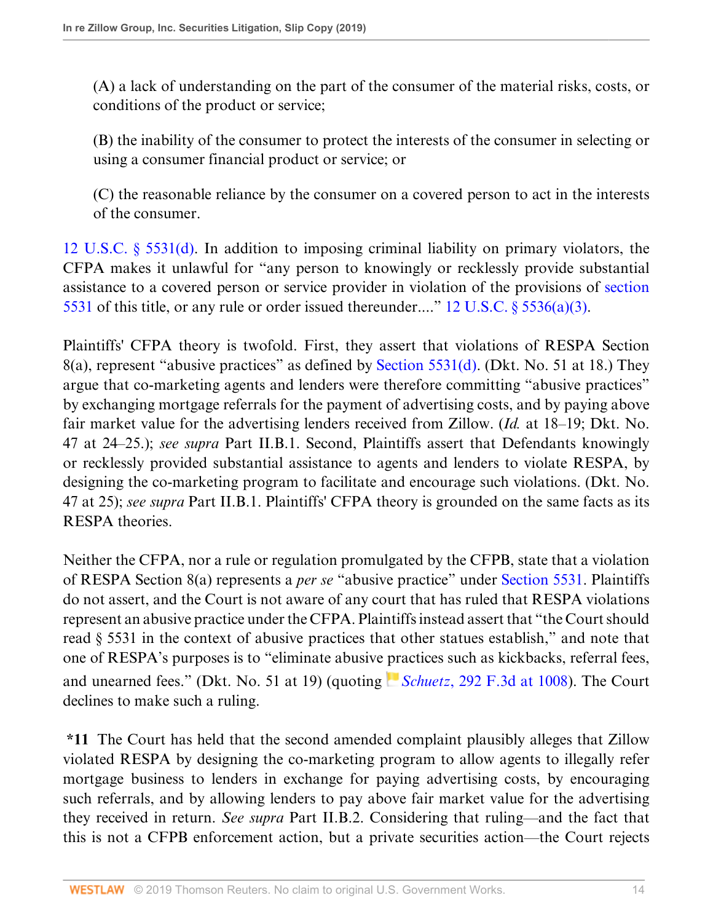(A) a lack of understanding on the part of the consumer of the material risks, costs, or conditions of the product or service;

(B) the inability of the consumer to protect the interests of the consumer in selecting or using a consumer financial product or service; or

(C) the reasonable reliance by the consumer on a covered person to act in the interests of the consumer.

12 U.S.C. § 5531(d). In addition to imposing criminal liability on primary violators, the CFPA makes it unlawful for "any person to knowingly or recklessly provide substantial assistance to a covered person or service provider in violation of the provisions of section 5531 of this title, or any rule or order issued thereunder...." 12 U.S.C. § 5536(a)(3).

Plaintiffs' CFPA theory is twofold. First, they assert that violations of RESPA Section 8(a), represent "abusive practices" as defined by Section 5531(d). (Dkt. No. 51 at 18.) They argue that co-marketing agents and lenders were therefore committing "abusive practices" by exchanging mortgage referrals for the payment of advertising costs, and by paying above fair market value for the advertising lenders received from Zillow. (*Id.* at 18–19; Dkt. No. 47 at 24–25.); *see supra* Part II.B.1. Second, Plaintiffs assert that Defendants knowingly or recklessly provided substantial assistance to agents and lenders to violate RESPA, by designing the co-marketing program to facilitate and encourage such violations. (Dkt. No. 47 at 25); *see supra* Part II.B.1. Plaintiffs' CFPA theory is grounded on the same facts as its RESPA theories.

Neither the CFPA, nor a rule or regulation promulgated by the CFPB, state that a violation of RESPA Section 8(a) represents a *per se* "abusive practice" under Section 5531. Plaintiffs do not assert, and the Court is not aware of any court that has ruled that RESPA violations represent an abusive practice under the CFPA. Plaintiffs instead assert that "the Court should read § 5531 in the context of abusive practices that other statues establish," and note that one of RESPA's purposes is to "eliminate abusive practices such as kickbacks, referral fees, and unearned fees." (Dkt. No. 51 at 19) (quoting *Schuetz*, 292 F.3d at 1008). The Court declines to make such a ruling.

**\*11** The Court has held that the second amended complaint plausibly alleges that Zillow violated RESPA by designing the co-marketing program to allow agents to illegally refer mortgage business to lenders in exchange for paying advertising costs, by encouraging such referrals, and by allowing lenders to pay above fair market value for the advertising they received in return. *See supra* Part II.B.2. Considering that ruling—and the fact that this is not a CFPB enforcement action, but a private securities action—the Court rejects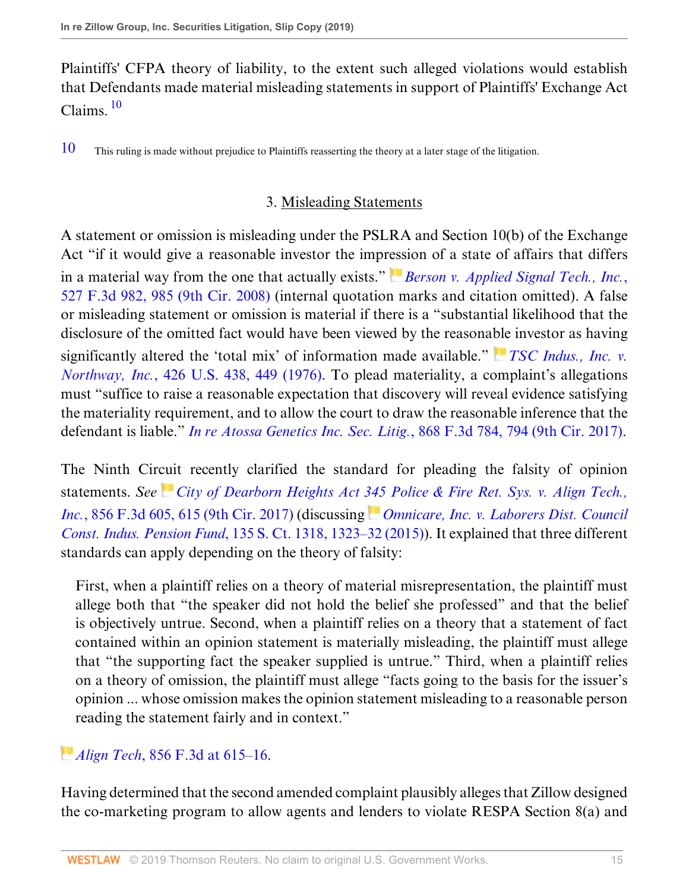Plaintiffs' CFPA theory of liability, to the extent such alleged violations would establish that Defendants made material misleading statements in support of Plaintiffs' Exchange Act Claims.[10]

[10] This ruling is made without prejudice to Plaintiffs reasserting the theory at a later stage of the litigation.

### 3. Misleading Statements

A statement or omission is misleading under the PSLRA and Section 10(b) of the Exchange Act "if it would give a reasonable investor the impression of a state of affairs that differs in a material way from the one that actually exists." *Berson v. Applied Signal Tech., Inc.*, 527 F.3d 982, 985 (9th Cir. 2008) (internal quotation marks and citation omitted). A false or misleading statement or omission is material if there is a "substantial likelihood that the disclosure of the omitted fact would have been viewed by the reasonable investor as having significantly altered the 'total mix' of information made available." *TSC Indus., Inc. v. Northway, Inc.*, 426 U.S. 438, 449 (1976). To plead materiality, a complaint's allegations must "suffice to raise a reasonable expectation that discovery will reveal evidence satisfying the materiality requirement, and to allow the court to draw the reasonable inference that the defendant is liable." *In re Atossa Genetics Inc. Sec. Litig.*, 868 F.3d 784, 794 (9th Cir. 2017).

The Ninth Circuit recently clarified the standard for pleading the falsity of opinion statements. *See City of Dearborn Heights Act 345 Police & Fire Ret. Sys. v. Align Tech., Inc.*, 856 F.3d 605, 615 (9th Cir. 2017) (discussing *Omnicare, Inc. v. Laborers Dist. Council Const. Indus. Pension Fund*, 135 S. Ct. 1318, 1323–32 (2015)). It explained that three different standards can apply depending on the theory of falsity:

> First, when a plaintiff relies on a theory of material misrepresentation, the plaintiff must allege both that "the speaker did not hold the belief she professed" and that the belief is objectively untrue. Second, when a plaintiff relies on a theory that a statement of fact contained within an opinion statement is materially misleading, the plaintiff must allege that "the supporting fact the speaker supplied is untrue." Third, when a plaintiff relies on a theory of omission, the plaintiff must allege "facts going to the basis for the issuer's opinion ... whose omission makes the opinion statement misleading to a reasonable person reading the statement fairly and in context."

*Align Tech*, 856 F.3d at 615–16.

Having determined that the second amended complaint plausibly alleges that Zillow designed the co-marketing program to allow agents and lenders to violate RESPA Section 8(a) and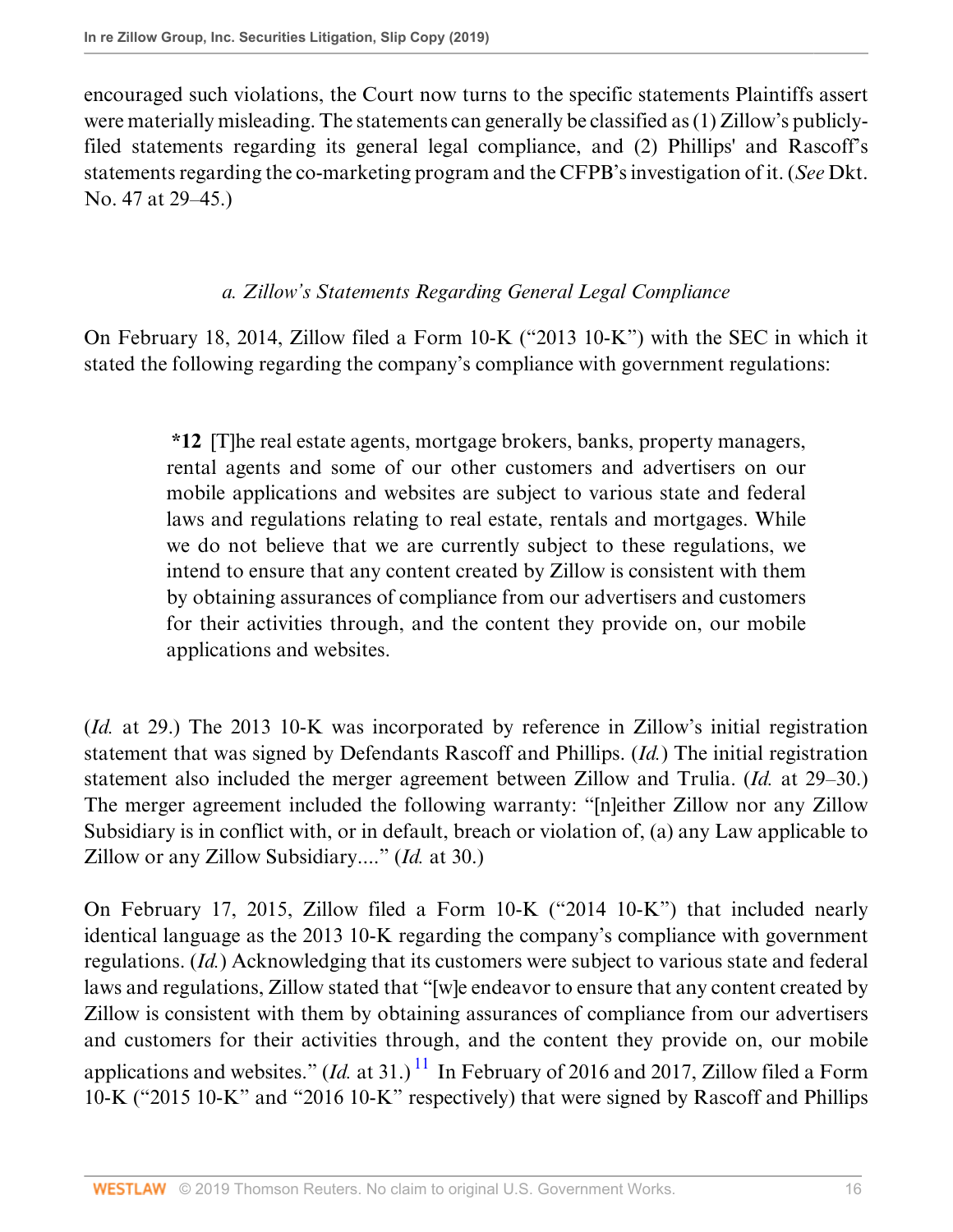encouraged such violations, the Court now turns to the specific statements Plaintiffs assert were materially misleading. The statements can generally be classified as (1) Zillow's publicly-filed statements regarding its general legal compliance, and (2) Phillips' and Rascoff's statements regarding the co-marketing program and the CFPB's investigation of it. (*See* Dkt. No. 47 at 29–45.)

### *a. Zillow's Statements Regarding General Legal Compliance*

On February 18, 2014, Zillow filed a Form 10-K ("2013 10-K") with the SEC in which it stated the following regarding the company's compliance with government regulations:

> **\*12** [T]he real estate agents, mortgage brokers, banks, property managers, rental agents and some of our other customers and advertisers on our mobile applications and websites are subject to various state and federal laws and regulations relating to real estate, rentals and mortgages. While we do not believe that we are currently subject to these regulations, we intend to ensure that any content created by Zillow is consistent with them by obtaining assurances of compliance from our advertisers and customers for their activities through, and the content they provide on, our mobile applications and websites.

(*Id.* at 29.) The 2013 10-K was incorporated by reference in Zillow's initial registration statement that was signed by Defendants Rascoff and Phillips. (*Id.*) The initial registration statement also included the merger agreement between Zillow and Trulia. (*Id.* at 29–30.) The merger agreement included the following warranty: "[n]either Zillow nor any Zillow Subsidiary is in conflict with, or in default, breach or violation of, (a) any Law applicable to Zillow or any Zillow Subsidiary...." (*Id.* at 30.)

On February 17, 2015, Zillow filed a Form 10-K ("2014 10-K") that included nearly identical language as the 2013 10-K regarding the company's compliance with government regulations. (*Id.*) Acknowledging that its customers were subject to various state and federal laws and regulations, Zillow stated that "[w]e endeavor to ensure that any content created by Zillow is consistent with them by obtaining assurances of compliance from our advertisers and customers for their activities through, and the content they provide on, our mobile applications and websites." (*Id.* at 31.)[11] In February of 2016 and 2017, Zillow filed a Form 10-K ("2015 10-K" and "2016 10-K" respectively) that were signed by Rascoff and Phillips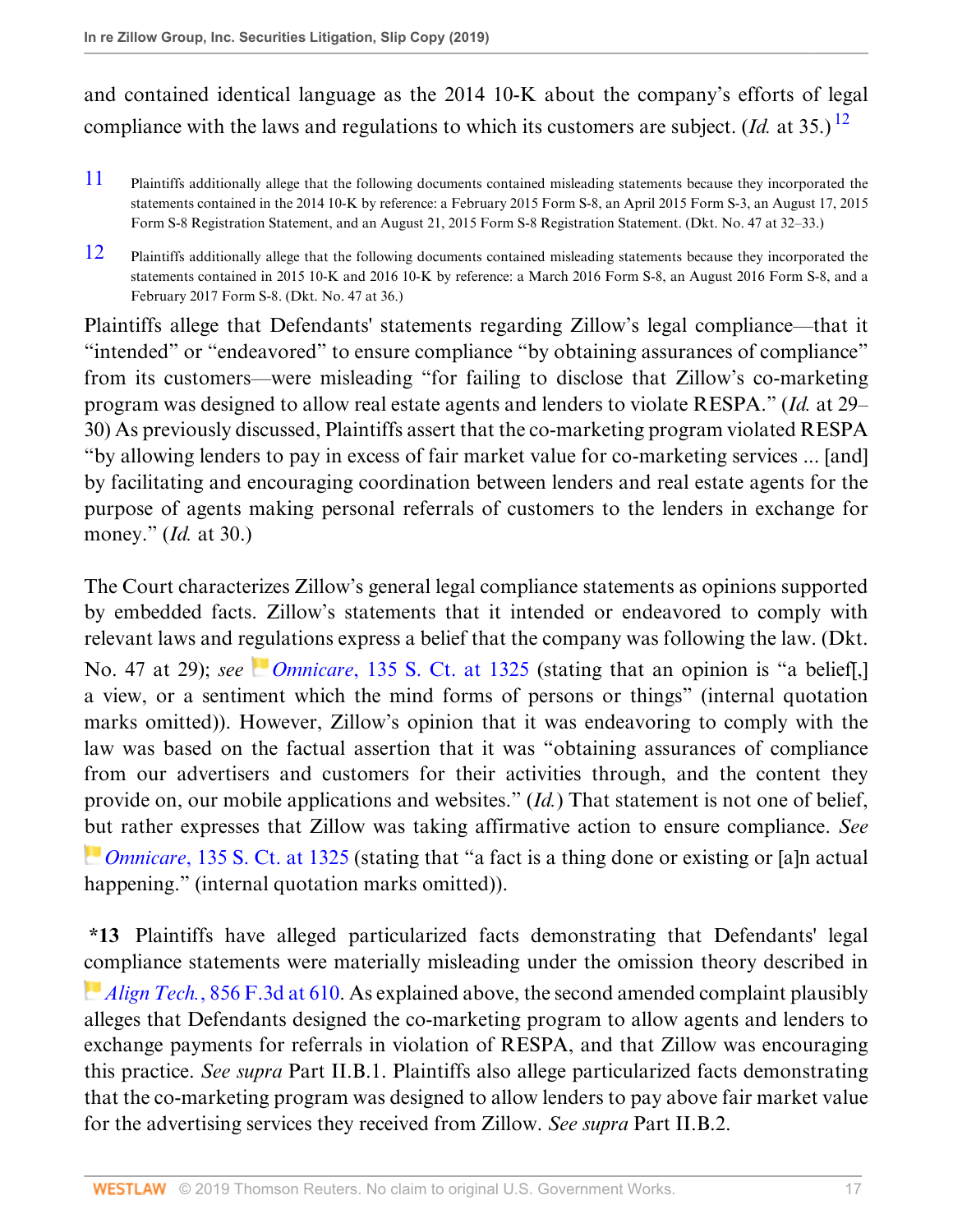and contained identical language as the 2014 10-K about the company's efforts of legal compliance with the laws and regulations to which its customers are subject. (*Id.* at 35.) [12]

[11] Plaintiffs additionally allege that the following documents contained misleading statements because they incorporated the statements contained in the 2014 10-K by reference: a February 2015 Form S-8, an April 2015 Form S-3, an August 17, 2015 Form S-8 Registration Statement, and an August 21, 2015 Form S-8 Registration Statement. (Dkt. No. 47 at 32–33.)

[12] Plaintiffs additionally allege that the following documents contained misleading statements because they incorporated the statements contained in 2015 10-K and 2016 10-K by reference: a March 2016 Form S-8, an August 2016 Form S-8, and a February 2017 Form S-8. (Dkt. No. 47 at 36.)

Plaintiffs allege that Defendants' statements regarding Zillow's legal compliance—that it "intended" or "endeavored" to ensure compliance "by obtaining assurances of compliance" from its customers—were misleading "for failing to disclose that Zillow's co-marketing program was designed to allow real estate agents and lenders to violate RESPA." (*Id.* at 29–30) As previously discussed, Plaintiffs assert that the co-marketing program violated RESPA "by allowing lenders to pay in excess of fair market value for co-marketing services ... [and] by facilitating and encouraging coordination between lenders and real estate agents for the purpose of agents making personal referrals of customers to the lenders in exchange for money." (*Id.* at 30.)

The Court characterizes Zillow's general legal compliance statements as opinions supported by embedded facts. Zillow's statements that it intended or endeavored to comply with relevant laws and regulations express a belief that the company was following the law. (Dkt. No. 47 at 29); *see* *Omnicare*, 135 S. Ct. at 1325 (stating that an opinion is "a belief[,] a view, or a sentiment which the mind forms of persons or things" (internal quotation marks omitted)). However, Zillow's opinion that it was endeavoring to comply with the law was based on the factual assertion that it was "obtaining assurances of compliance from our advertisers and customers for their activities through, and the content they provide on, our mobile applications and websites." (*Id.*) That statement is not one of belief, but rather expresses that Zillow was taking affirmative action to ensure compliance. *See* *Omnicare*, 135 S. Ct. at 1325 (stating that "a fact is a thing done or existing or [a]n actual happening." (internal quotation marks omitted)).

**\*13** Plaintiffs have alleged particularized facts demonstrating that Defendants' legal compliance statements were materially misleading under the omission theory described in *Align Tech.*, 856 F.3d at 610. As explained above, the second amended complaint plausibly alleges that Defendants designed the co-marketing program to allow agents and lenders to exchange payments for referrals in violation of RESPA, and that Zillow was encouraging this practice. *See supra* Part II.B.1. Plaintiffs also allege particularized facts demonstrating that the co-marketing program was designed to allow lenders to pay above fair market value for the advertising services they received from Zillow. *See supra* Part II.B.2.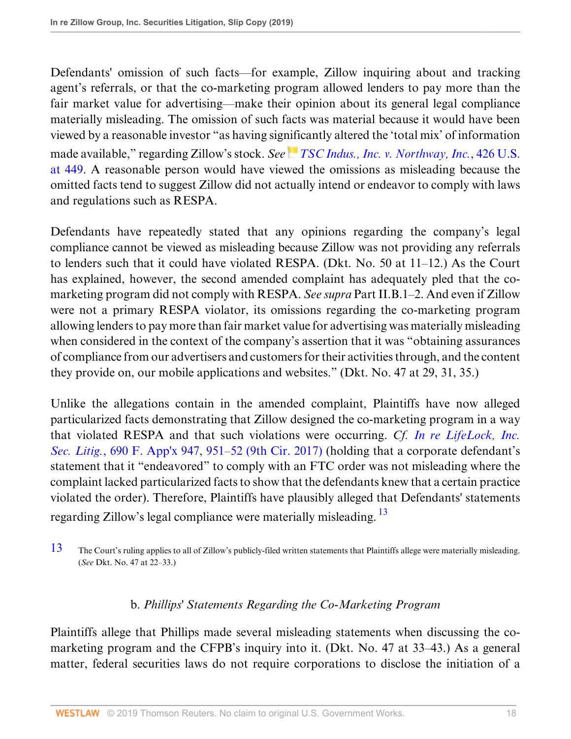Defendants' omission of such facts—for example, Zillow inquiring about and tracking agent's referrals, or that the co-marketing program allowed lenders to pay more than the fair market value for advertising—make their opinion about its general legal compliance materially misleading. The omission of such facts was material because it would have been viewed by a reasonable investor "as having significantly altered the 'total mix' of information made available," regarding Zillow's stock. *See* *TSC Indus., Inc. v. Northway, Inc.*, 426 U.S. at 449. A reasonable person would have viewed the omissions as misleading because the omitted facts tend to suggest Zillow did not actually intend or endeavor to comply with laws and regulations such as RESPA.

Defendants have repeatedly stated that any opinions regarding the company's legal compliance cannot be viewed as misleading because Zillow was not providing any referrals to lenders such that it could have violated RESPA. (Dkt. No. 50 at 11–12.) As the Court has explained, however, the second amended complaint has adequately pled that the co-marketing program did not comply with RESPA. *See supra* Part II.B.1–2. And even if Zillow were not a primary RESPA violator, its omissions regarding the co-marketing program allowing lenders to pay more than fair market value for advertising was materially misleading when considered in the context of the company's assertion that it was "obtaining assurances of compliance from our advertisers and customers for their activities through, and the content they provide on, our mobile applications and websites." (Dkt. No. 47 at 29, 31, 35.)

Unlike the allegations contain in the amended complaint, Plaintiffs have now alleged particularized facts demonstrating that Zillow designed the co-marketing program in a way that violated RESPA and that such violations were occurring. *Cf.* *In re LifeLock, Inc. Sec. Litig.*, 690 F. App'x 947, 951–52 (9th Cir. 2017) (holding that a corporate defendant's statement that it "endeavored" to comply with an FTC order was not misleading where the complaint lacked particularized facts to show that the defendants knew that a certain practice violated the order). Therefore, Plaintiffs have plausibly alleged that Defendants' statements regarding Zillow's legal compliance were materially misleading. [13]

[13] The Court's ruling applies to all of Zillow's publicly-filed written statements that Plaintiffs allege were materially misleading. (*See* Dkt. No. 47 at 22–33.)

### b. *Phillips' Statements Regarding the Co-Marketing Program*

Plaintiffs allege that Phillips made several misleading statements when discussing the co-marketing program and the CFPB's inquiry into it. (Dkt. No. 47 at 33–43.) As a general matter, federal securities laws do not require corporations to disclose the initiation of a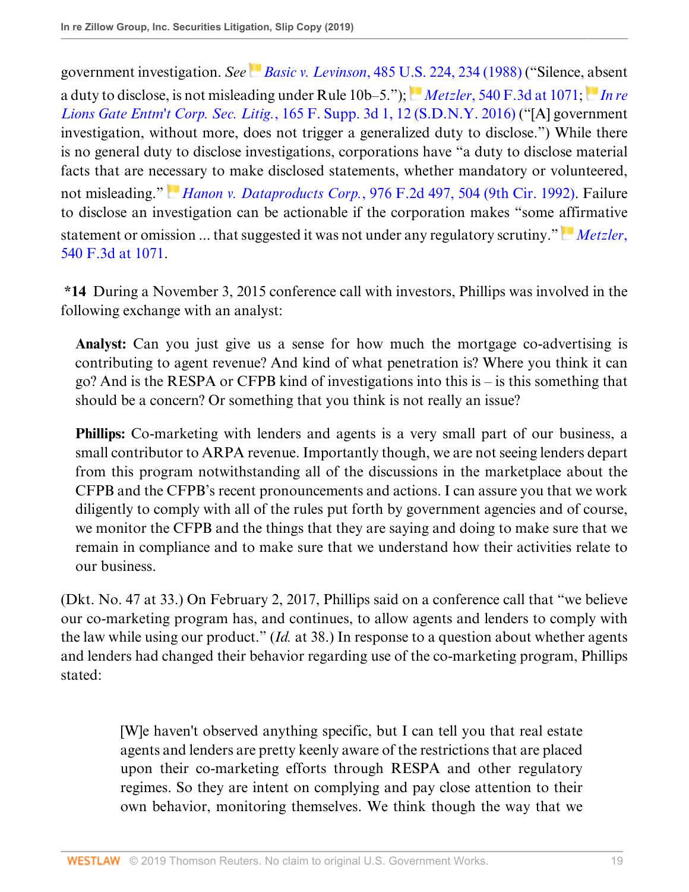government investigation. *See* *Basic v. Levinson*, 485 U.S. 224, 234 (1988) ("Silence, absent a duty to disclose, is not misleading under Rule 10b–5."); *Metzler*, 540 F.3d at 1071; *In re Lions Gate Entm't Corp. Sec. Litig.*, 165 F. Supp. 3d 1, 12 (S.D.N.Y. 2016) ("[A] government investigation, without more, does not trigger a generalized duty to disclose.") While there is no general duty to disclose investigations, corporations have "a duty to disclose material facts that are necessary to make disclosed statements, whether mandatory or volunteered, not misleading." *Hanon v. Dataproducts Corp.*, 976 F.2d 497, 504 (9th Cir. 1992). Failure to disclose an investigation can be actionable if the corporation makes "some affirmative statement or omission ... that suggested it was not under any regulatory scrutiny." *Metzler*, 540 F.3d at 1071.

**\*14** During a November 3, 2015 conference call with investors, Phillips was involved in the following exchange with an analyst:

> **Analyst:** Can you just give us a sense for how much the mortgage co-advertising is contributing to agent revenue? And kind of what penetration is? Where you think it can go? And is the RESPA or CFPB kind of investigations into this is – is this something that should be a concern? Or something that you think is not really an issue?
>
> **Phillips:** Co-marketing with lenders and agents is a very small part of our business, a small contributor to ARPA revenue. Importantly though, we are not seeing lenders depart from this program notwithstanding all of the discussions in the marketplace about the CFPB and the CFPB's recent pronouncements and actions. I can assure you that we work diligently to comply with all of the rules put forth by government agencies and of course, we monitor the CFPB and the things that they are saying and doing to make sure that we remain in compliance and to make sure that we understand how their activities relate to our business.

(Dkt. No. 47 at 33.) On February 2, 2017, Phillips said on a conference call that "we believe our co-marketing program has, and continues, to allow agents and lenders to comply with the law while using our product." (*Id.* at 38.) In response to a question about whether agents and lenders had changed their behavior regarding use of the co-marketing program, Phillips stated:

> [W]e haven't observed anything specific, but I can tell you that real estate agents and lenders are pretty keenly aware of the restrictions that are placed upon their co-marketing efforts through RESPA and other regulatory regimes. So they are intent on complying and pay close attention to their own behavior, monitoring themselves. We think though the way that we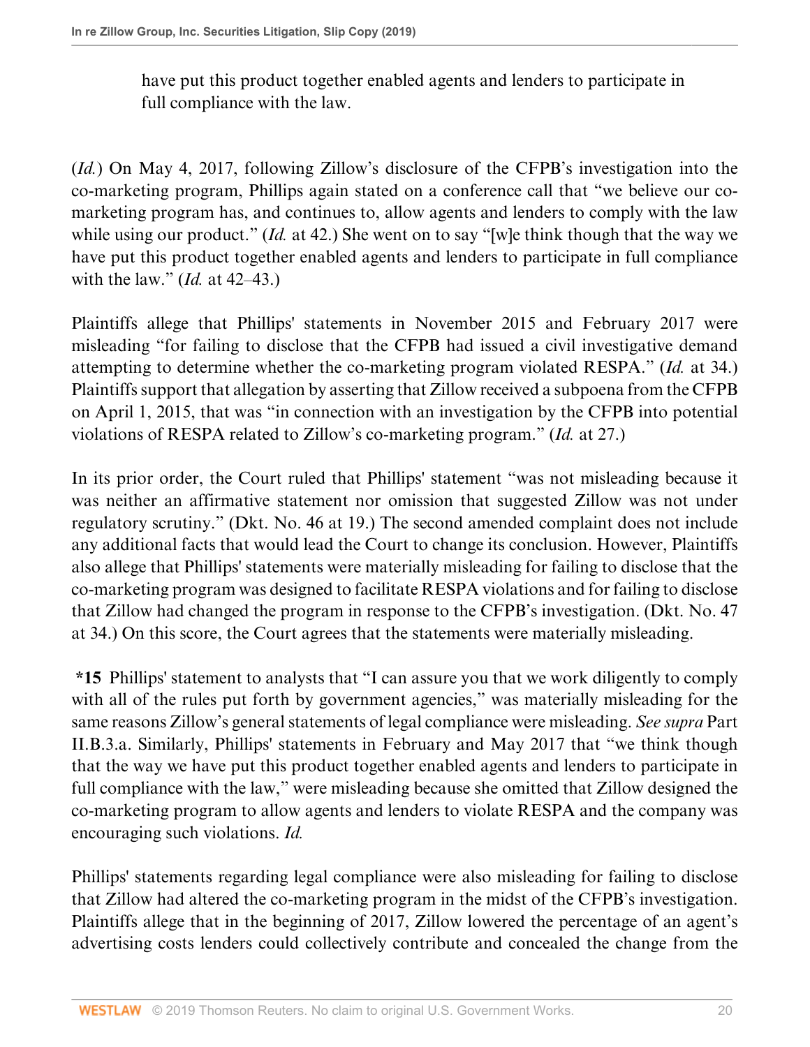> have put this product together enabled agents and lenders to participate in full compliance with the law.

(*Id.*) On May 4, 2017, following Zillow's disclosure of the CFPB's investigation into the co-marketing program, Phillips again stated on a conference call that "we believe our co-marketing program has, and continues to, allow agents and lenders to comply with the law while using our product." (*Id.* at 42.) She went on to say "[w]e think though that the way we have put this product together enabled agents and lenders to participate in full compliance with the law." (*Id.* at 42–43.)

Plaintiffs allege that Phillips' statements in November 2015 and February 2017 were misleading "for failing to disclose that the CFPB had issued a civil investigative demand attempting to determine whether the co-marketing program violated RESPA." (*Id.* at 34.) Plaintiffs support that allegation by asserting that Zillow received a subpoena from the CFPB on April 1, 2015, that was "in connection with an investigation by the CFPB into potential violations of RESPA related to Zillow's co-marketing program." (*Id.* at 27.)

In its prior order, the Court ruled that Phillips' statement "was not misleading because it was neither an affirmative statement nor omission that suggested Zillow was not under regulatory scrutiny." (Dkt. No. 46 at 19.) The second amended complaint does not include any additional facts that would lead the Court to change its conclusion. However, Plaintiffs also allege that Phillips' statements were materially misleading for failing to disclose that the co-marketing program was designed to facilitate RESPA violations and for failing to disclose that Zillow had changed the program in response to the CFPB's investigation. (Dkt. No. 47 at 34.) On this score, the Court agrees that the statements were materially misleading.

**\*15** Phillips' statement to analysts that "I can assure you that we work diligently to comply with all of the rules put forth by government agencies," was materially misleading for the same reasons Zillow's general statements of legal compliance were misleading. *See supra* Part II.B.3.a. Similarly, Phillips' statements in February and May 2017 that "we think though that the way we have put this product together enabled agents and lenders to participate in full compliance with the law," were misleading because she omitted that Zillow designed the co-marketing program to allow agents and lenders to violate RESPA and the company was encouraging such violations. *Id.*

Phillips' statements regarding legal compliance were also misleading for failing to disclose that Zillow had altered the co-marketing program in the midst of the CFPB's investigation. Plaintiffs allege that in the beginning of 2017, Zillow lowered the percentage of an agent's advertising costs lenders could collectively contribute and concealed the change from the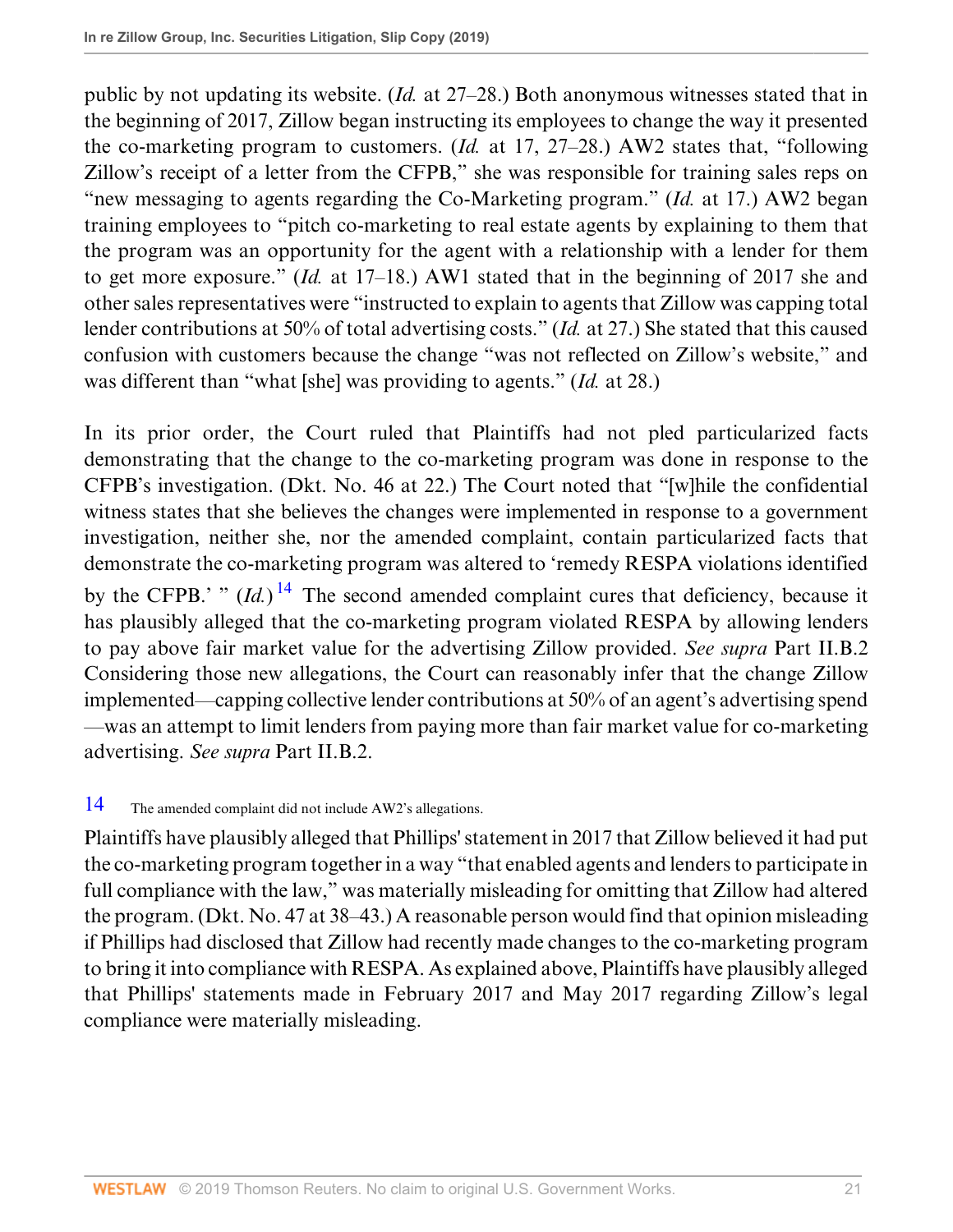public by not updating its website. (*Id.* at 27–28.) Both anonymous witnesses stated that in the beginning of 2017, Zillow began instructing its employees to change the way it presented the co-marketing program to customers. (*Id.* at 17, 27–28.) AW2 states that, "following Zillow's receipt of a letter from the CFPB," she was responsible for training sales reps on "new messaging to agents regarding the Co-Marketing program." (*Id.* at 17.) AW2 began training employees to "pitch co-marketing to real estate agents by explaining to them that the program was an opportunity for the agent with a relationship with a lender for them to get more exposure." (*Id.* at 17–18.) AW1 stated that in the beginning of 2017 she and other sales representatives were "instructed to explain to agents that Zillow was capping total lender contributions at 50% of total advertising costs." (*Id.* at 27.) She stated that this caused confusion with customers because the change "was not reflected on Zillow's website," and was different than "what [she] was providing to agents." (*Id.* at 28.)

In its prior order, the Court ruled that Plaintiffs had not pled particularized facts demonstrating that the change to the co-marketing program was done in response to the CFPB's investigation. (Dkt. No. 46 at 22.) The Court noted that "[w]hile the confidential witness states that she believes the changes were implemented in response to a government investigation, neither she, nor the amended complaint, contain particularized facts that demonstrate the co-marketing program was altered to 'remedy RESPA violations identified by the CFPB.' " (*Id.*)[14] The second amended complaint cures that deficiency, because it has plausibly alleged that the co-marketing program violated RESPA by allowing lenders to pay above fair market value for the advertising Zillow provided. *See supra* Part II.B.2 Considering those new allegations, the Court can reasonably infer that the change Zillow implemented—capping collective lender contributions at 50% of an agent's advertising spend—was an attempt to limit lenders from paying more than fair market value for co-marketing advertising. *See supra* Part II.B.2.

[14] The amended complaint did not include AW2's allegations.

Plaintiffs have plausibly alleged that Phillips' statement in 2017 that Zillow believed it had put the co-marketing program together in a way "that enabled agents and lenders to participate in full compliance with the law," was materially misleading for omitting that Zillow had altered the program. (Dkt. No. 47 at 38–43.) A reasonable person would find that opinion misleading if Phillips had disclosed that Zillow had recently made changes to the co-marketing program to bring it into compliance with RESPA. As explained above, Plaintiffs have plausibly alleged that Phillips' statements made in February 2017 and May 2017 regarding Zillow's legal compliance were materially misleading.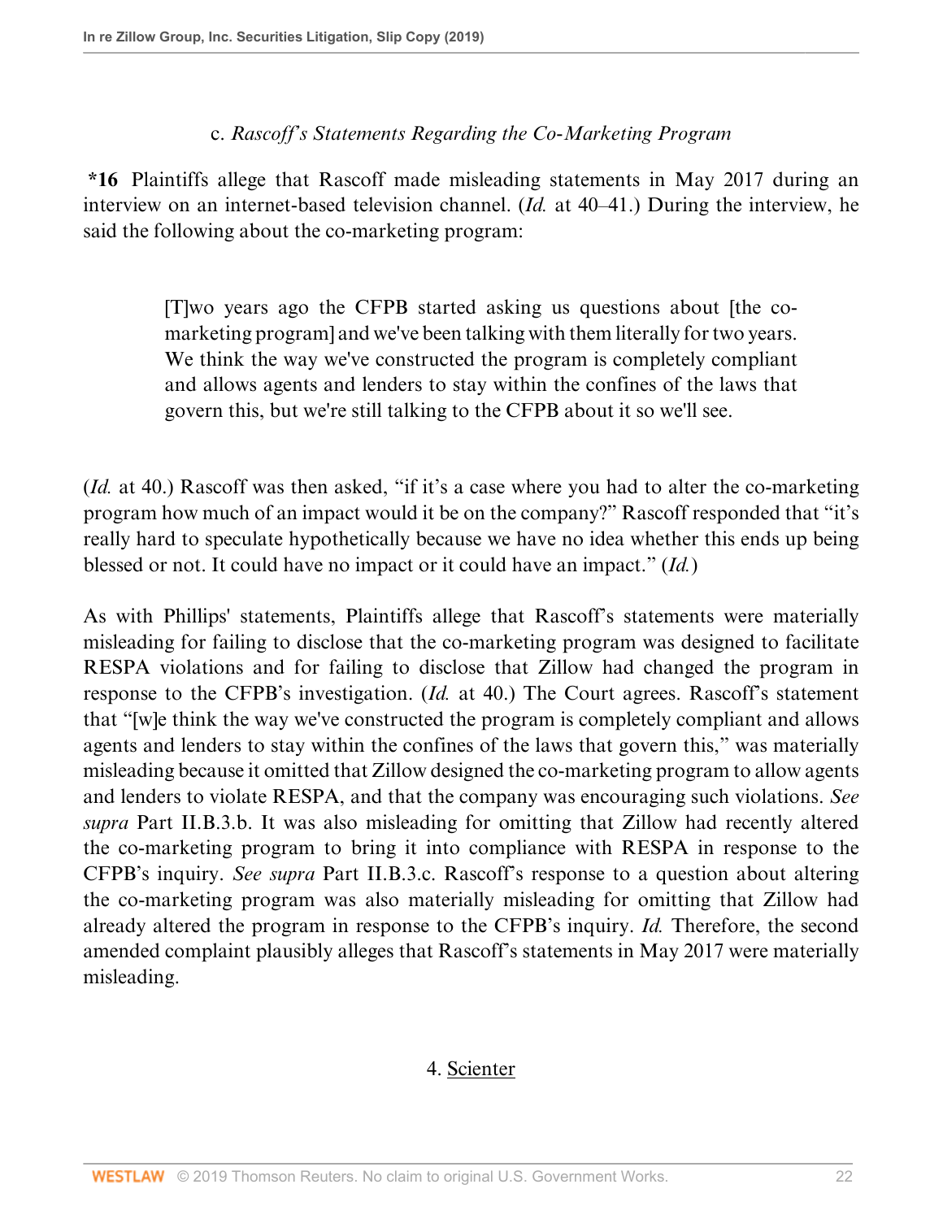c. *Rascoff's Statements Regarding the Co-Marketing Program*

**\*16** Plaintiffs allege that Rascoff made misleading statements in May 2017 during an interview on an internet-based television channel. (*Id.* at 40–41.) During the interview, he said the following about the co-marketing program:

> [T]wo years ago the CFPB started asking us questions about [the co-marketing program] and we've been talking with them literally for two years. We think the way we've constructed the program is completely compliant and allows agents and lenders to stay within the confines of the laws that govern this, but we're still talking to the CFPB about it so we'll see.

(*Id.* at 40.) Rascoff was then asked, "if it's a case where you had to alter the co-marketing program how much of an impact would it be on the company?" Rascoff responded that "it's really hard to speculate hypothetically because we have no idea whether this ends up being blessed or not. It could have no impact or it could have an impact." (*Id.*)

As with Phillips' statements, Plaintiffs allege that Rascoff's statements were materially misleading for failing to disclose that the co-marketing program was designed to facilitate RESPA violations and for failing to disclose that Zillow had changed the program in response to the CFPB's investigation. (*Id.* at 40.) The Court agrees. Rascoff's statement that "[w]e think the way we've constructed the program is completely compliant and allows agents and lenders to stay within the confines of the laws that govern this," was materially misleading because it omitted that Zillow designed the co-marketing program to allow agents and lenders to violate RESPA, and that the company was encouraging such violations. *See supra* Part II.B.3.b. It was also misleading for omitting that Zillow had recently altered the co-marketing program to bring it into compliance with RESPA in response to the CFPB's inquiry. *See supra* Part II.B.3.c. Rascoff's response to a question about altering the co-marketing program was also materially misleading for omitting that Zillow had already altered the program in response to the CFPB's inquiry. *Id.* Therefore, the second amended complaint plausibly alleges that Rascoff's statements in May 2017 were materially misleading.

4. Scienter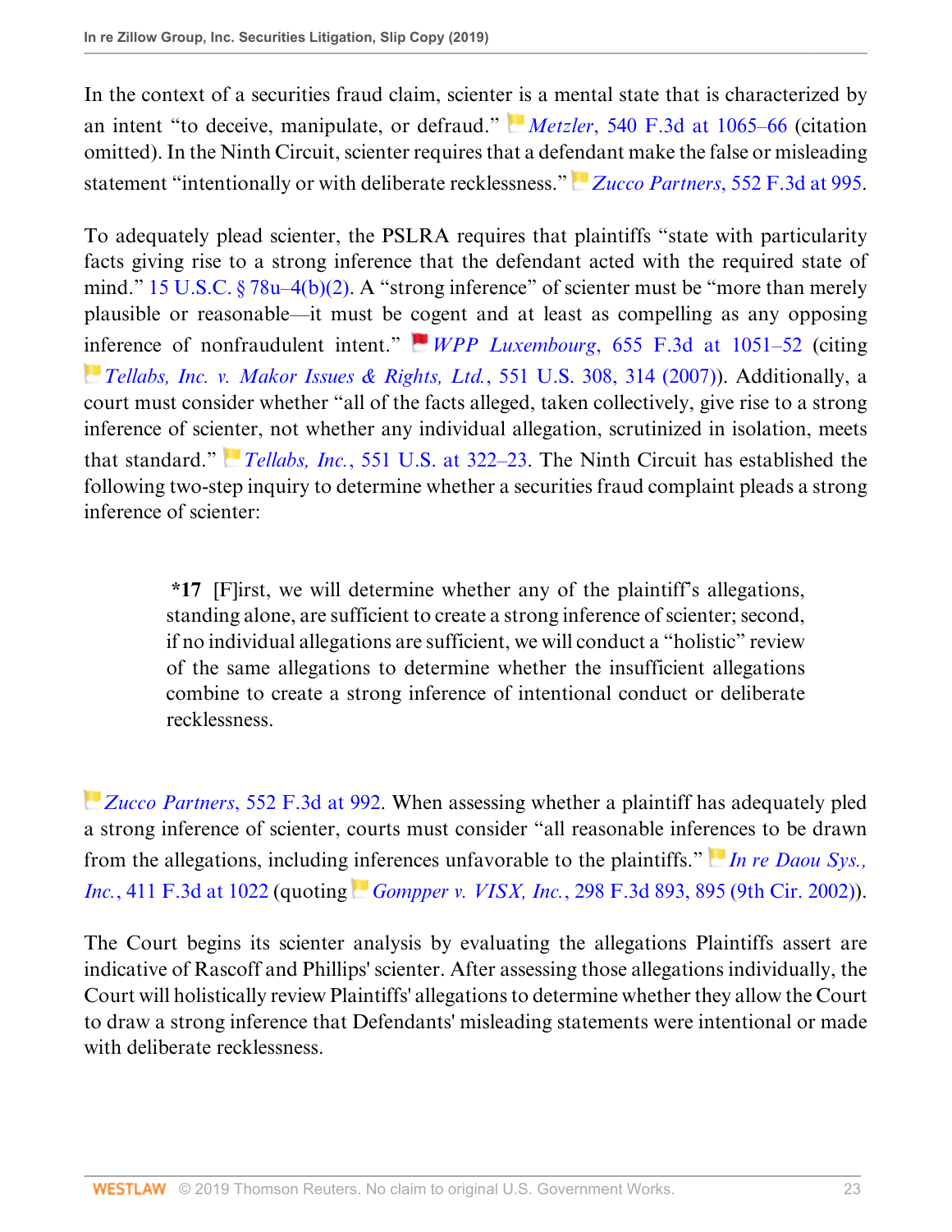In the context of a securities fraud claim, scienter is a mental state that is characterized by an intent "to deceive, manipulate, or defraud." *Metzler*, 540 F.3d at 1065–66 (citation omitted). In the Ninth Circuit, scienter requires that a defendant make the false or misleading statement "intentionally or with deliberate recklessness." *Zucco Partners*, 552 F.3d at 995.

To adequately plead scienter, the PSLRA requires that plaintiffs "state with particularity facts giving rise to a strong inference that the defendant acted with the required state of mind." 15 U.S.C. § 78u–4(b)(2). A "strong inference" of scienter must be "more than merely plausible or reasonable—it must be cogent and at least as compelling as any opposing inference of nonfraudulent intent." *WPP Luxembourg*, 655 F.3d at 1051–52 (citing *Tellabs, Inc. v. Makor Issues & Rights, Ltd.*, 551 U.S. 308, 314 (2007)). Additionally, a court must consider whether "all of the facts alleged, taken collectively, give rise to a strong inference of scienter, not whether any individual allegation, scrutinized in isolation, meets that standard." *Tellabs, Inc.*, 551 U.S. at 322–23. The Ninth Circuit has established the following two-step inquiry to determine whether a securities fraud complaint pleads a strong inference of scienter:

> **\*17** [F]irst, we will determine whether any of the plaintiff's allegations, standing alone, are sufficient to create a strong inference of scienter; second, if no individual allegations are sufficient, we will conduct a "holistic" review of the same allegations to determine whether the insufficient allegations combine to create a strong inference of intentional conduct or deliberate recklessness.

*Zucco Partners*, 552 F.3d at 992. When assessing whether a plaintiff has adequately pled a strong inference of scienter, courts must consider "all reasonable inferences to be drawn from the allegations, including inferences unfavorable to the plaintiffs." *In re Daou Sys., Inc.*, 411 F.3d at 1022 (quoting *Gompper v. VISX, Inc.*, 298 F.3d 893, 895 (9th Cir. 2002)).

The Court begins its scienter analysis by evaluating the allegations Plaintiffs assert are indicative of Rascoff and Phillips' scienter. After assessing those allegations individually, the Court will holistically review Plaintiffs' allegations to determine whether they allow the Court to draw a strong inference that Defendants' misleading statements were intentional or made with deliberate recklessness.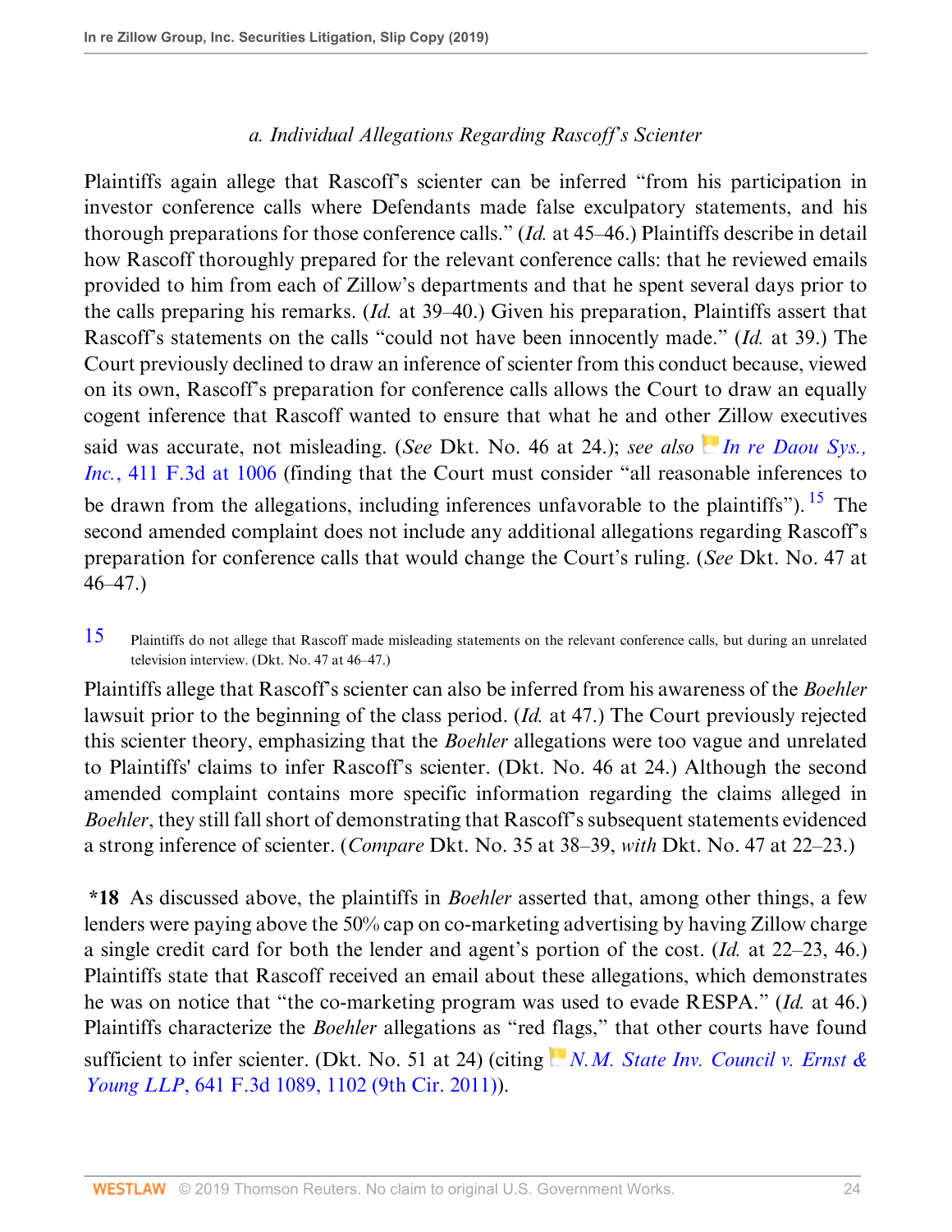*a. Individual Allegations Regarding Rascoff's Scienter*

Plaintiffs again allege that Rascoff's scienter can be inferred "from his participation in investor conference calls where Defendants made false exculpatory statements, and his thorough preparations for those conference calls." (*Id.* at 45–46.) Plaintiffs describe in detail how Rascoff thoroughly prepared for the relevant conference calls: that he reviewed emails provided to him from each of Zillow's departments and that he spent several days prior to the calls preparing his remarks. (*Id.* at 39–40.) Given his preparation, Plaintiffs assert that Rascoff's statements on the calls "could not have been innocently made." (*Id.* at 39.) The Court previously declined to draw an inference of scienter from this conduct because, viewed on its own, Rascoff's preparation for conference calls allows the Court to draw an equally cogent inference that Rascoff wanted to ensure that what he and other Zillow executives said was accurate, not misleading. (*See* Dkt. No. 46 at 24.); *see also* *In re Daou Sys., Inc.*, 411 F.3d at 1006 (finding that the Court must consider "all reasonable inferences to be drawn from the allegations, including inferences unfavorable to the plaintiffs").[15] The second amended complaint does not include any additional allegations regarding Rascoff's preparation for conference calls that would change the Court's ruling. (*See* Dkt. No. 47 at 46–47.)

[15] Plaintiffs do not allege that Rascoff made misleading statements on the relevant conference calls, but during an unrelated television interview. (Dkt. No. 47 at 46–47.)

Plaintiffs allege that Rascoff's scienter can also be inferred from his awareness of the *Boehler* lawsuit prior to the beginning of the class period. (*Id.* at 47.) The Court previously rejected this scienter theory, emphasizing that the *Boehler* allegations were too vague and unrelated to Plaintiffs' claims to infer Rascoff's scienter. (Dkt. No. 46 at 24.) Although the second amended complaint contains more specific information regarding the claims alleged in *Boehler*, they still fall short of demonstrating that Rascoff's subsequent statements evidenced a strong inference of scienter. (*Compare* Dkt. No. 35 at 38–39, *with* Dkt. No. 47 at 22–23.)

**\*18** As discussed above, the plaintiffs in *Boehler* asserted that, among other things, a few lenders were paying above the 50% cap on co-marketing advertising by having Zillow charge a single credit card for both the lender and agent's portion of the cost. (*Id.* at 22–23, 46.) Plaintiffs state that Rascoff received an email about these allegations, which demonstrates he was on notice that "the co-marketing program was used to evade RESPA." (*Id.* at 46.) Plaintiffs characterize the *Boehler* allegations as "red flags," that other courts have found sufficient to infer scienter. (Dkt. No. 51 at 24) (citing *N.M. State Inv. Council v. Ernst & Young LLP*, 641 F.3d 1089, 1102 (9th Cir. 2011)).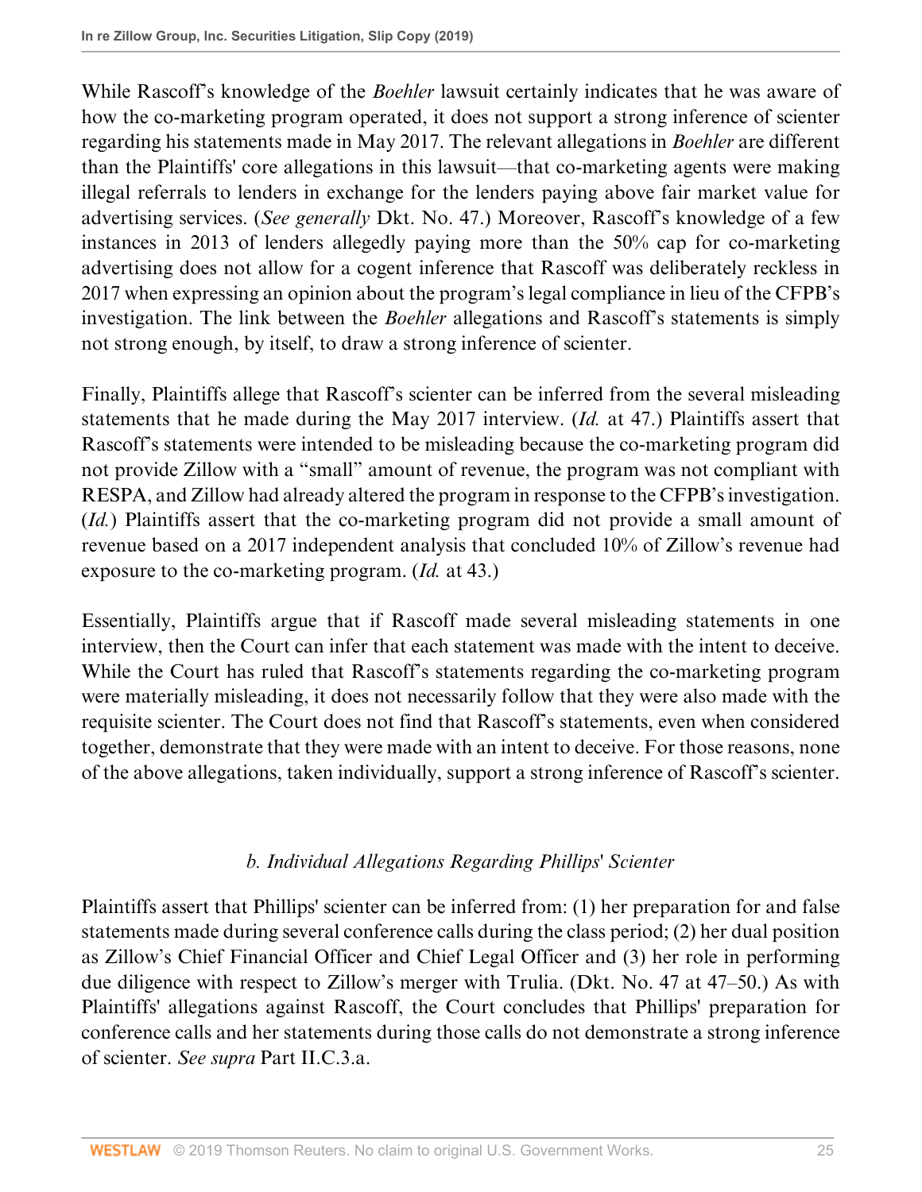While Rascoff's knowledge of the *Boehler* lawsuit certainly indicates that he was aware of how the co-marketing program operated, it does not support a strong inference of scienter regarding his statements made in May 2017. The relevant allegations in *Boehler* are different than the Plaintiffs' core allegations in this lawsuit—that co-marketing agents were making illegal referrals to lenders in exchange for the lenders paying above fair market value for advertising services. (*See generally* Dkt. No. 47.) Moreover, Rascoff's knowledge of a few instances in 2013 of lenders allegedly paying more than the 50% cap for co-marketing advertising does not allow for a cogent inference that Rascoff was deliberately reckless in 2017 when expressing an opinion about the program's legal compliance in lieu of the CFPB's investigation. The link between the *Boehler* allegations and Rascoff's statements is simply not strong enough, by itself, to draw a strong inference of scienter.

Finally, Plaintiffs allege that Rascoff's scienter can be inferred from the several misleading statements that he made during the May 2017 interview. (*Id.* at 47.) Plaintiffs assert that Rascoff's statements were intended to be misleading because the co-marketing program did not provide Zillow with a "small" amount of revenue, the program was not compliant with RESPA, and Zillow had already altered the program in response to the CFPB's investigation. (*Id.*) Plaintiffs assert that the co-marketing program did not provide a small amount of revenue based on a 2017 independent analysis that concluded 10% of Zillow's revenue had exposure to the co-marketing program. (*Id.* at 43.)

Essentially, Plaintiffs argue that if Rascoff made several misleading statements in one interview, then the Court can infer that each statement was made with the intent to deceive. While the Court has ruled that Rascoff's statements regarding the co-marketing program were materially misleading, it does not necessarily follow that they were also made with the requisite scienter. The Court does not find that Rascoff's statements, even when considered together, demonstrate that they were made with an intent to deceive. For those reasons, none of the above allegations, taken individually, support a strong inference of Rascoff's scienter.

### *b. Individual Allegations Regarding Phillips' Scienter*

Plaintiffs assert that Phillips' scienter can be inferred from: (1) her preparation for and false statements made during several conference calls during the class period; (2) her dual position as Zillow's Chief Financial Officer and Chief Legal Officer and (3) her role in performing due diligence with respect to Zillow's merger with Trulia. (Dkt. No. 47 at 47–50.) As with Plaintiffs' allegations against Rascoff, the Court concludes that Phillips' preparation for conference calls and her statements during those calls do not demonstrate a strong inference of scienter. *See supra* Part II.C.3.a.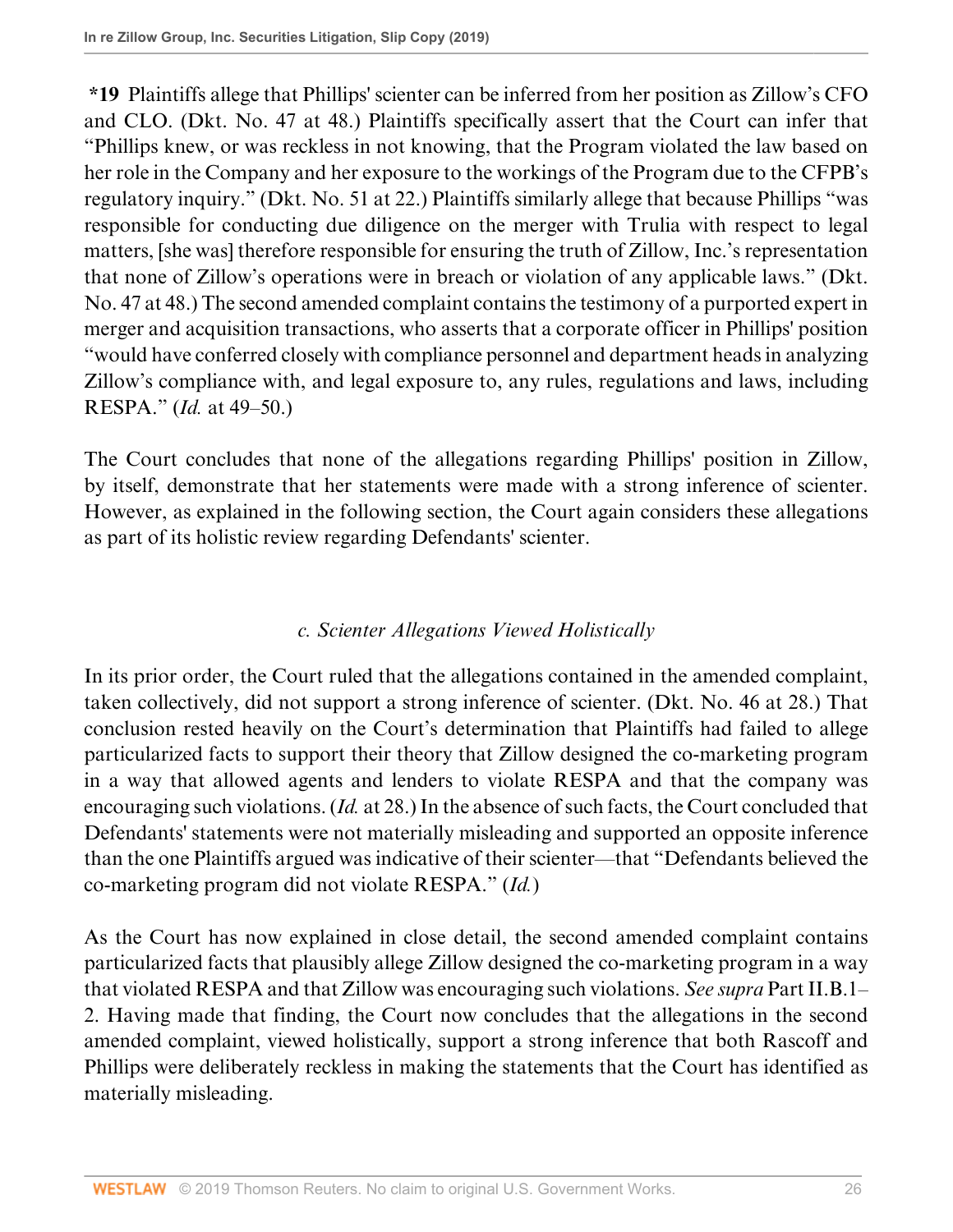**\*19** Plaintiffs allege that Phillips' scienter can be inferred from her position as Zillow's CFO and CLO. (Dkt. No. 47 at 48.) Plaintiffs specifically assert that the Court can infer that "Phillips knew, or was reckless in not knowing, that the Program violated the law based on her role in the Company and her exposure to the workings of the Program due to the CFPB's regulatory inquiry." (Dkt. No. 51 at 22.) Plaintiffs similarly allege that because Phillips "was responsible for conducting due diligence on the merger with Trulia with respect to legal matters, [she was] therefore responsible for ensuring the truth of Zillow, Inc.'s representation that none of Zillow's operations were in breach or violation of any applicable laws." (Dkt. No. 47 at 48.) The second amended complaint contains the testimony of a purported expert in merger and acquisition transactions, who asserts that a corporate officer in Phillips' position "would have conferred closely with compliance personnel and department heads in analyzing Zillow's compliance with, and legal exposure to, any rules, regulations and laws, including RESPA." (*Id.* at 49–50.)

The Court concludes that none of the allegations regarding Phillips' position in Zillow, by itself, demonstrate that her statements were made with a strong inference of scienter. However, as explained in the following section, the Court again considers these allegations as part of its holistic review regarding Defendants' scienter.

### *c. Scienter Allegations Viewed Holistically*

In its prior order, the Court ruled that the allegations contained in the amended complaint, taken collectively, did not support a strong inference of scienter. (Dkt. No. 46 at 28.) That conclusion rested heavily on the Court's determination that Plaintiffs had failed to allege particularized facts to support their theory that Zillow designed the co-marketing program in a way that allowed agents and lenders to violate RESPA and that the company was encouraging such violations. (*Id.* at 28.) In the absence of such facts, the Court concluded that Defendants' statements were not materially misleading and supported an opposite inference than the one Plaintiffs argued was indicative of their scienter—that "Defendants believed the co-marketing program did not violate RESPA." (*Id.*)

As the Court has now explained in close detail, the second amended complaint contains particularized facts that plausibly allege Zillow designed the co-marketing program in a way that violated RESPA and that Zillow was encouraging such violations. *See supra* Part II.B.1–2. Having made that finding, the Court now concludes that the allegations in the second amended complaint, viewed holistically, support a strong inference that both Rascoff and Phillips were deliberately reckless in making the statements that the Court has identified as materially misleading.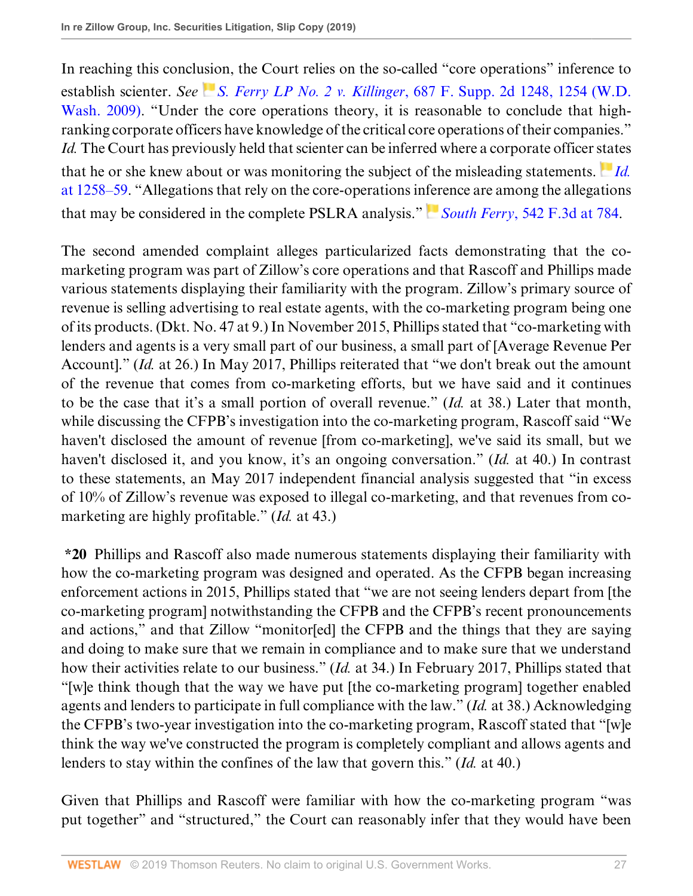In reaching this conclusion, the Court relies on the so-called "core operations" inference to establish scienter. *See* *S. Ferry LP No. 2 v. Killinger*, 687 F. Supp. 2d 1248, 1254 (W.D. Wash. 2009). "Under the core operations theory, it is reasonable to conclude that high-ranking corporate officers have knowledge of the critical core operations of their companies." *Id.* The Court has previously held that scienter can be inferred where a corporate officer states that he or she knew about or was monitoring the subject of the misleading statements. *Id.* at 1258–59. "Allegations that rely on the core-operations inference are among the allegations that may be considered in the complete PSLRA analysis." *South Ferry*, 542 F.3d at 784.

The second amended complaint alleges particularized facts demonstrating that the co-marketing program was part of Zillow's core operations and that Rascoff and Phillips made various statements displaying their familiarity with the program. Zillow's primary source of revenue is selling advertising to real estate agents, with the co-marketing program being one of its products. (Dkt. No. 47 at 9.) In November 2015, Phillips stated that "co-marketing with lenders and agents is a very small part of our business, a small part of [Average Revenue Per Account]." (*Id.* at 26.) In May 2017, Phillips reiterated that "we don't break out the amount of the revenue that comes from co-marketing efforts, but we have said and it continues to be the case that it's a small portion of overall revenue." (*Id.* at 38.) Later that month, while discussing the CFPB's investigation into the co-marketing program, Rascoff said "We haven't disclosed the amount of revenue [from co-marketing], we've said its small, but we haven't disclosed it, and you know, it's an ongoing conversation." (*Id.* at 40.) In contrast to these statements, an May 2017 independent financial analysis suggested that "in excess of 10% of Zillow's revenue was exposed to illegal co-marketing, and that revenues from co-marketing are highly profitable." (*Id.* at 43.)

**\*20** Phillips and Rascoff also made numerous statements displaying their familiarity with how the co-marketing program was designed and operated. As the CFPB began increasing enforcement actions in 2015, Phillips stated that "we are not seeing lenders depart from [the co-marketing program] notwithstanding the CFPB and the CFPB's recent pronouncements and actions," and that Zillow "monitor[ed] the CFPB and the things that they are saying and doing to make sure that we remain in compliance and to make sure that we understand how their activities relate to our business." (*Id.* at 34.) In February 2017, Phillips stated that "[w]e think though that the way we have put [the co-marketing program] together enabled agents and lenders to participate in full compliance with the law." (*Id.* at 38.) Acknowledging the CFPB's two-year investigation into the co-marketing program, Rascoff stated that "[w]e think the way we've constructed the program is completely compliant and allows agents and lenders to stay within the confines of the law that govern this." (*Id.* at 40.)

Given that Phillips and Rascoff were familiar with how the co-marketing program "was put together" and "structured," the Court can reasonably infer that they would have been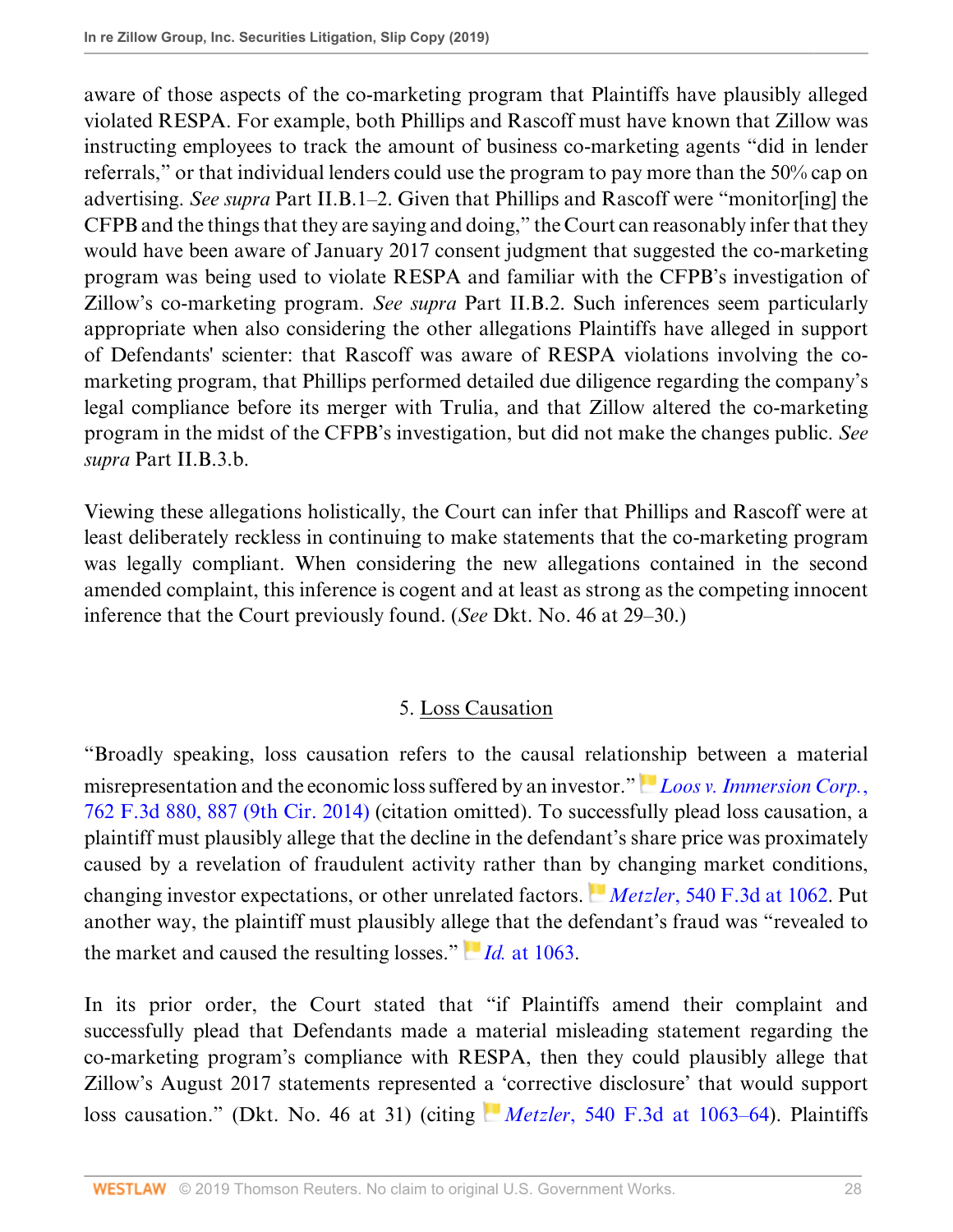aware of those aspects of the co-marketing program that Plaintiffs have plausibly alleged violated RESPA. For example, both Phillips and Rascoff must have known that Zillow was instructing employees to track the amount of business co-marketing agents "did in lender referrals," or that individual lenders could use the program to pay more than the 50% cap on advertising. *See supra* Part II.B.1–2. Given that Phillips and Rascoff were "monitor[ing] the CFPB and the things that they are saying and doing," the Court can reasonably infer that they would have been aware of January 2017 consent judgment that suggested the co-marketing program was being used to violate RESPA and familiar with the CFPB's investigation of Zillow's co-marketing program. *See supra* Part II.B.2. Such inferences seem particularly appropriate when also considering the other allegations Plaintiffs have alleged in support of Defendants' scienter: that Rascoff was aware of RESPA violations involving the co-marketing program, that Phillips performed detailed due diligence regarding the company's legal compliance before its merger with Trulia, and that Zillow altered the co-marketing program in the midst of the CFPB's investigation, but did not make the changes public. *See supra* Part II.B.3.b.

Viewing these allegations holistically, the Court can infer that Phillips and Rascoff were at least deliberately reckless in continuing to make statements that the co-marketing program was legally compliant. When considering the new allegations contained in the second amended complaint, this inference is cogent and at least as strong as the competing innocent inference that the Court previously found. (*See* Dkt. No. 46 at 29–30.)

5. Loss Causation

"Broadly speaking, loss causation refers to the causal relationship between a material misrepresentation and the economic loss suffered by an investor." *Loos v. Immersion Corp.*, 762 F.3d 880, 887 (9th Cir. 2014) (citation omitted). To successfully plead loss causation, a plaintiff must plausibly allege that the decline in the defendant's share price was proximately caused by a revelation of fraudulent activity rather than by changing market conditions, changing investor expectations, or other unrelated factors. *Metzler*, 540 F.3d at 1062. Put another way, the plaintiff must plausibly allege that the defendant's fraud was "revealed to the market and caused the resulting losses." *Id.* at 1063.

In its prior order, the Court stated that "if Plaintiffs amend their complaint and successfully plead that Defendants made a material misleading statement regarding the co-marketing program's compliance with RESPA, then they could plausibly allege that Zillow's August 2017 statements represented a 'corrective disclosure' that would support loss causation." (Dkt. No. 46 at 31) (citing *Metzler*, 540 F.3d at 1063–64). Plaintiffs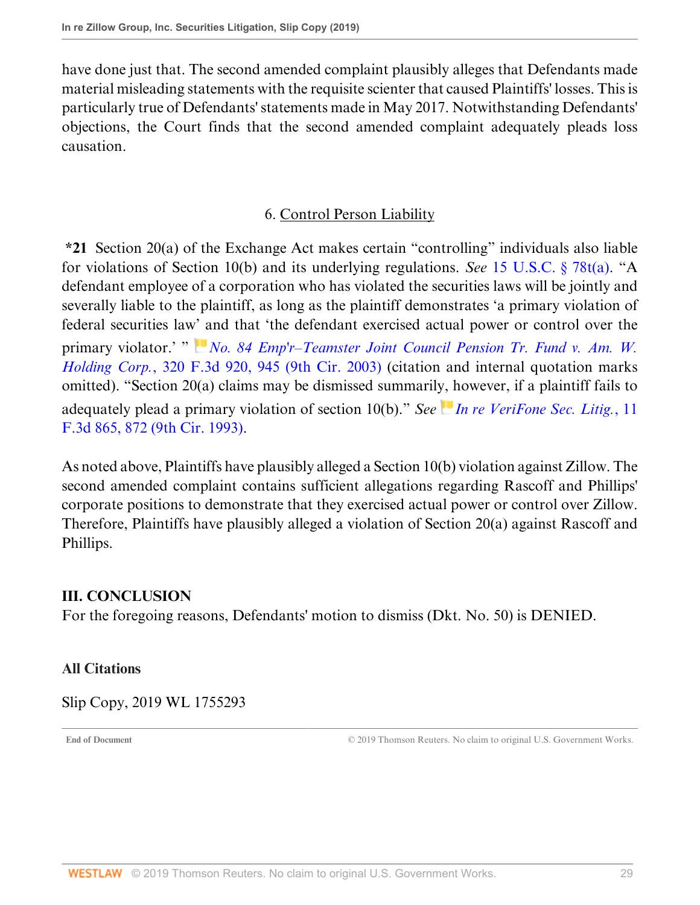have done just that. The second amended complaint plausibly alleges that Defendants made material misleading statements with the requisite scienter that caused Plaintiffs' losses. This is particularly true of Defendants' statements made in May 2017. Notwithstanding Defendants' objections, the Court finds that the second amended complaint adequately pleads loss causation.

### 6. Control Person Liability

**\*21** Section 20(a) of the Exchange Act makes certain "controlling" individuals also liable for violations of Section 10(b) and its underlying regulations. *See* 15 U.S.C. § 78t(a). "A defendant employee of a corporation who has violated the securities laws will be jointly and severally liable to the plaintiff, as long as the plaintiff demonstrates 'a primary violation of federal securities law' and that 'the defendant exercised actual power or control over the primary violator.' " *No. 84 Emp'r–Teamster Joint Council Pension Tr. Fund v. Am. W. Holding Corp.*, 320 F.3d 920, 945 (9th Cir. 2003) (citation and internal quotation marks omitted). "Section 20(a) claims may be dismissed summarily, however, if a plaintiff fails to adequately plead a primary violation of section 10(b)." *See* *In re VeriFone Sec. Litig.*, 11 F.3d 865, 872 (9th Cir. 1993).

As noted above, Plaintiffs have plausibly alleged a Section 10(b) violation against Zillow. The second amended complaint contains sufficient allegations regarding Rascoff and Phillips' corporate positions to demonstrate that they exercised actual power or control over Zillow. Therefore, Plaintiffs have plausibly alleged a violation of Section 20(a) against Rascoff and Phillips.

## III. CONCLUSION

For the foregoing reasons, Defendants' motion to dismiss (Dkt. No. 50) is DENIED.

**All Citations**

Slip Copy, 2019 WL 1755293

**End of Document** © 2019 Thomson Reuters. No claim to original U.S. Government Works.